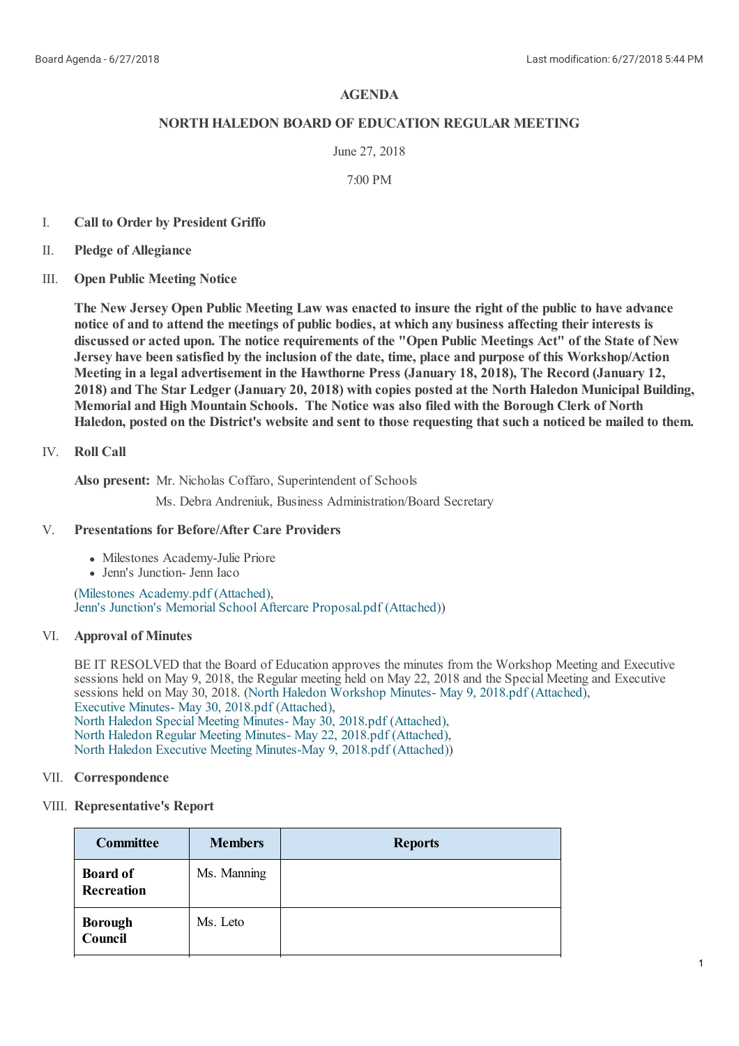**AGENDA**

**NORTH HALEDON BOARD OF EDUCATION REGULAR MEETING**

June 27, 2018

7:00 PM

I. **Call to Order by President Griffo**

II. **Pledge of Allegiance**

III. **Open Public Meeting Notice**

**The New Jersey Open Public Meeting Law was enacted to insure the right of the public to have advance notice of and to attend the meetings of public bodies, at which any business affecting their interests is discussed or acted upon. The notice requirements of the "Open Public Meetings Act" of the State of New Jersey have been satisfied by the inclusion of the date, time, place and purpose of this Workshop/Action Meeting in a legal advertisement in the Hawthorne Press (January 18, 2018), The Record (January 12, 2018) and The Star Ledger (January 20, 2018) with copies posted at the North Haledon Municipal Building, Memorial and High Mountain Schools. The Notice was also filed with the Borough Clerk of North Haledon, posted on the District's website and sent to those requesting that such a noticed be mailed to them.**

IV. **Roll Call**

**Also present:** Mr. Nicholas Coffaro, Superintendent of Schools

Ms. Debra Andreniuk, Business Administration/Board Secretary

V. **Presentations for Before/After Care Providers**

- Milestones Academy-Julie Priore
- Jenn's Junction- Jenn Iaco

(Milestones Academy.pdf (Attached),
Jenn's Junction's Memorial School Aftercare Proposal.pdf (Attached))

VI. **Approval of Minutes**

BE IT RESOLVED that the Board of Education approves the minutes from the Workshop Meeting and Executive sessions held on May 9, 2018, the Regular meeting held on May 22, 2018 and the Special Meeting and Executive sessions held on May 30, 2018. (North Haledon Workshop Minutes- May 9, 2018.pdf (Attached),
Executive Minutes- May 30, 2018.pdf (Attached),
North Haledon Special Meeting Minutes- May 30, 2018.pdf (Attached),
North Haledon Regular Meeting Minutes- May 22, 2018.pdf (Attached),
North Haledon Executive Meeting Minutes-May 9, 2018.pdf (Attached))

VII. **Correspondence**

VIII. **Representative's Report**

| Committee | Members | Reports |
|---|---|---|
| **Board of Recreation** | Ms. Manning | |
| **Borough Council** | Ms. Leto | |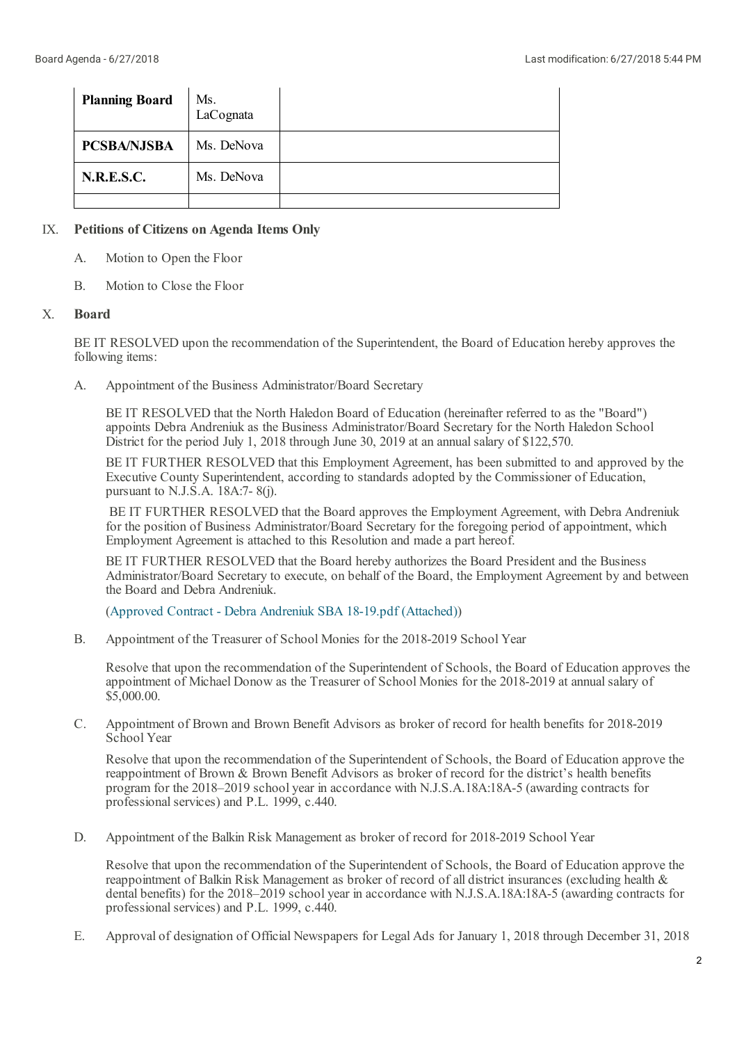| Planning Board | Ms. LaCognata | |
|---|---|---|
| **PCSBA/NJSBA** | Ms. DeNova | |
| **N.R.E.S.C.** | Ms. DeNova | |
| | | |

IX. **Petitions of Citizens on Agenda Items Only**

A. Motion to Open the Floor

B. Motion to Close the Floor

X. **Board**

BE IT RESOLVED upon the recommendation of the Superintendent, the Board of Education hereby approves the following items:

A. Appointment of the Business Administrator/Board Secretary

BE IT RESOLVED that the North Haledon Board of Education (hereinafter referred to as the "Board") appoints Debra Andreniuk as the Business Administrator/Board Secretary for the North Haledon School District for the period July 1, 2018 through June 30, 2019 at an annual salary of $122,570.

BE IT FURTHER RESOLVED that this Employment Agreement, has been submitted to and approved by the Executive County Superintendent, according to standards adopted by the Commissioner of Education, pursuant to N.J.S.A. 18A:7- 8(j).

BE IT FURTHER RESOLVED that the Board approves the Employment Agreement, with Debra Andreniuk for the position of Business Administrator/Board Secretary for the foregoing period of appointment, which Employment Agreement is attached to this Resolution and made a part hereof.

BE IT FURTHER RESOLVED that the Board hereby authorizes the Board President and the Business Administrator/Board Secretary to execute, on behalf of the Board, the Employment Agreement by and between the Board and Debra Andreniuk.

(Approved Contract - Debra Andreniuk SBA 18-19.pdf (Attached))

B. Appointment of the Treasurer of School Monies for the 2018-2019 School Year

Resolve that upon the recommendation of the Superintendent of Schools, the Board of Education approves the appointment of Michael Donow as the Treasurer of School Monies for the 2018-2019 at annual salary of $5,000.00.

C. Appointment of Brown and Brown Benefit Advisors as broker of record for health benefits for 2018-2019 School Year

Resolve that upon the recommendation of the Superintendent of Schools, the Board of Education approve the reappointment of Brown & Brown Benefit Advisors as broker of record for the district's health benefits program for the 2018–2019 school year in accordance with N.J.S.A.18A:18A-5 (awarding contracts for professional services) and P.L. 1999, c.440.

D. Appointment of the Balkin Risk Management as broker of record for 2018-2019 School Year

Resolve that upon the recommendation of the Superintendent of Schools, the Board of Education approve the reappointment of Balkin Risk Management as broker of record of all district insurances (excluding health & dental benefits) for the 2018–2019 school year in accordance with N.J.S.A.18A:18A-5 (awarding contracts for professional services) and P.L. 1999, c.440.

E. Approval of designation of Official Newspapers for Legal Ads for January 1, 2018 through December 31, 2018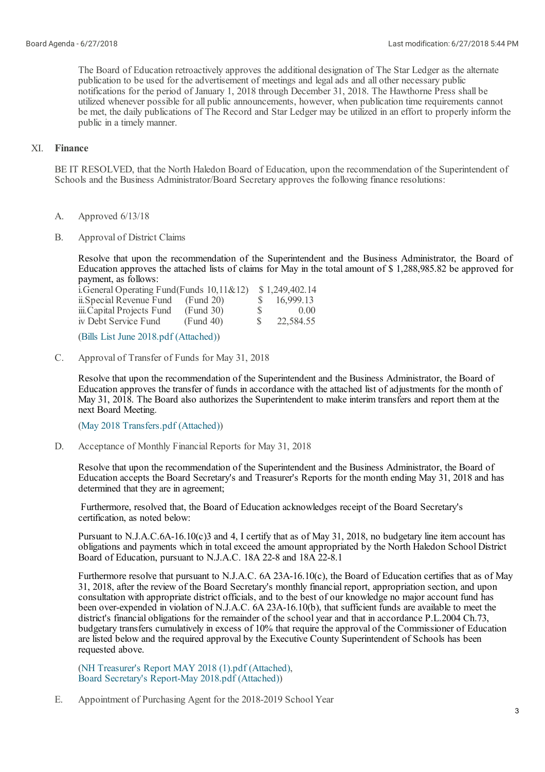The Board of Education retroactively approves the additional designation of The Star Ledger as the alternate publication to be used for the advertisement of meetings and legal ads and all other necessary public notifications for the period of January 1, 2018 through December 31, 2018. The Hawthorne Press shall be utilized whenever possible for all public announcements, however, when publication time requirements cannot be met, the daily publications of The Record and Star Ledger may be utilized in an effort to properly inform the public in a timely manner.

## XI. Finance

BE IT RESOLVED, that the North Haledon Board of Education, upon the recommendation of the Superintendent of Schools and the Business Administrator/Board Secretary approves the following finance resolutions:

A. Approved 6/13/18

B. Approval of District Claims

Resolve that upon the recommendation of the Superintendent and the Business Administrator, the Board of Education approves the attached lists of claims for May in the total amount of $ 1,288,985.82 be approved for payment, as follows:

| | | |
|---|---|---|
| i.General Operating Fund | (Funds 10,11&12) | $ 1,249,402.14 |
| ii.Special Revenue Fund | (Fund 20) | $ 16,999.13 |
| iii.Capital Projects Fund | (Fund 30) | $ 0.00 |
| iv Debt Service Fund | (Fund 40) | $ 22,584.55 |

(Bills List June 2018.pdf (Attached))

C. Approval of Transfer of Funds for May 31, 2018

Resolve that upon the recommendation of the Superintendent and the Business Administrator, the Board of Education approves the transfer of funds in accordance with the attached list of adjustments for the month of May 31, 2018. The Board also authorizes the Superintendent to make interim transfers and report them at the next Board Meeting.

(May 2018 Transfers.pdf (Attached))

D. Acceptance of Monthly Financial Reports for May 31, 2018

Resolve that upon the recommendation of the Superintendent and the Business Administrator, the Board of Education accepts the Board Secretary's and Treasurer's Reports for the month ending May 31, 2018 and has determined that they are in agreement;

Furthermore, resolved that, the Board of Education acknowledges receipt of the Board Secretary's certification, as noted below:

Pursuant to N.J.A.C.6A-16.10(c)3 and 4, I certify that as of May 31, 2018, no budgetary line item account has obligations and payments which in total exceed the amount appropriated by the North Haledon School District Board of Education, pursuant to N.J.A.C. 18A 22-8 and 18A 22-8.1

Furthermore resolve that pursuant to N.J.A.C. 6A 23A-16.10(c), the Board of Education certifies that as of May 31, 2018, after the review of the Board Secretary's monthly financial report, appropriation section, and upon consultation with appropriate district officials, and to the best of our knowledge no major account fund has been over-expended in violation of N.J.A.C. 6A 23A-16.10(b), that sufficient funds are available to meet the district's financial obligations for the remainder of the school year and that in accordance P.L.2004 Ch.73, budgetary transfers cumulatively in excess of 10% that require the approval of the Commissioner of Education are listed below and the required approval by the Executive County Superintendent of Schools has been requested above.

(NH Treasurer's Report MAY 2018 (1).pdf (Attached),
Board Secretary's Report-May 2018.pdf (Attached))

E. Appointment of Purchasing Agent for the 2018-2019 School Year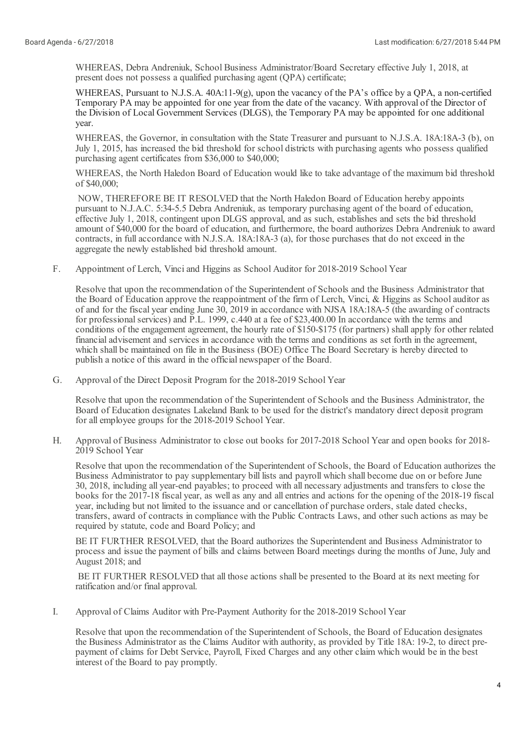WHEREAS, Debra Andreniuk, School Business Administrator/Board Secretary effective July 1, 2018, at present does not possess a qualified purchasing agent (QPA) certificate;

WHEREAS, Pursuant to N.J.S.A. 40A:11-9(g), upon the vacancy of the PA's office by a QPA, a non-certified Temporary PA may be appointed for one year from the date of the vacancy. With approval of the Director of the Division of Local Government Services (DLGS), the Temporary PA may be appointed for one additional year.

WHEREAS, the Governor, in consultation with the State Treasurer and pursuant to N.J.S.A. 18A:18A-3 (b), on July 1, 2015, has increased the bid threshold for school districts with purchasing agents who possess qualified purchasing agent certificates from $36,000 to $40,000;

WHEREAS, the North Haledon Board of Education would like to take advantage of the maximum bid threshold of $40,000;

NOW, THEREFORE BE IT RESOLVED that the North Haledon Board of Education hereby appoints pursuant to N.J.A.C. 5:34-5.5 Debra Andreniuk, as temporary purchasing agent of the board of education, effective July 1, 2018, contingent upon DLGS approval, and as such, establishes and sets the bid threshold amount of $40,000 for the board of education, and furthermore, the board authorizes Debra Andreniuk to award contracts, in full accordance with N.J.S.A. 18A:18A-3 (a), for those purchases that do not exceed in the aggregate the newly established bid threshold amount.

F. Appointment of Lerch, Vinci and Higgins as School Auditor for 2018-2019 School Year

Resolve that upon the recommendation of the Superintendent of Schools and the Business Administrator that the Board of Education approve the reappointment of the firm of Lerch, Vinci, & Higgins as School auditor as of and for the fiscal year ending June 30, 2019 in accordance with NJSA 18A:18A-5 (the awarding of contracts for professional services) and P.L. 1999, c.440 at a fee of $23,400.00 In accordance with the terms and conditions of the engagement agreement, the hourly rate of $150-$175 (for partners) shall apply for other related financial advisement and services in accordance with the terms and conditions as set forth in the agreement, which shall be maintained on file in the Business (BOE) Office The Board Secretary is hereby directed to publish a notice of this award in the official newspaper of the Board.

G. Approval of the Direct Deposit Program for the 2018-2019 School Year

Resolve that upon the recommendation of the Superintendent of Schools and the Business Administrator, the Board of Education designates Lakeland Bank to be used for the district's mandatory direct deposit program for all employee groups for the 2018-2019 School Year.

H. Approval of Business Administrator to close out books for 2017-2018 School Year and open books for 2018-2019 School Year

Resolve that upon the recommendation of the Superintendent of Schools, the Board of Education authorizes the Business Administrator to pay supplementary bill lists and payroll which shall become due on or before June 30, 2018, including all year-end payables; to proceed with all necessary adjustments and transfers to close the books for the 2017-18 fiscal year, as well as any and all entries and actions for the opening of the 2018-19 fiscal year, including but not limited to the issuance and or cancellation of purchase orders, stale dated checks, transfers, award of contracts in compliance with the Public Contracts Laws, and other such actions as may be required by statute, code and Board Policy; and

BE IT FURTHER RESOLVED, that the Board authorizes the Superintendent and Business Administrator to process and issue the payment of bills and claims between Board meetings during the months of June, July and August 2018; and

BE IT FURTHER RESOLVED that all those actions shall be presented to the Board at its next meeting for ratification and/or final approval.

I. Approval of Claims Auditor with Pre-Payment Authority for the 2018-2019 School Year

Resolve that upon the recommendation of the Superintendent of Schools, the Board of Education designates the Business Administrator as the Claims Auditor with authority, as provided by Title 18A: 19-2, to direct pre-payment of claims for Debt Service, Payroll, Fixed Charges and any other claim which would be in the best interest of the Board to pay promptly.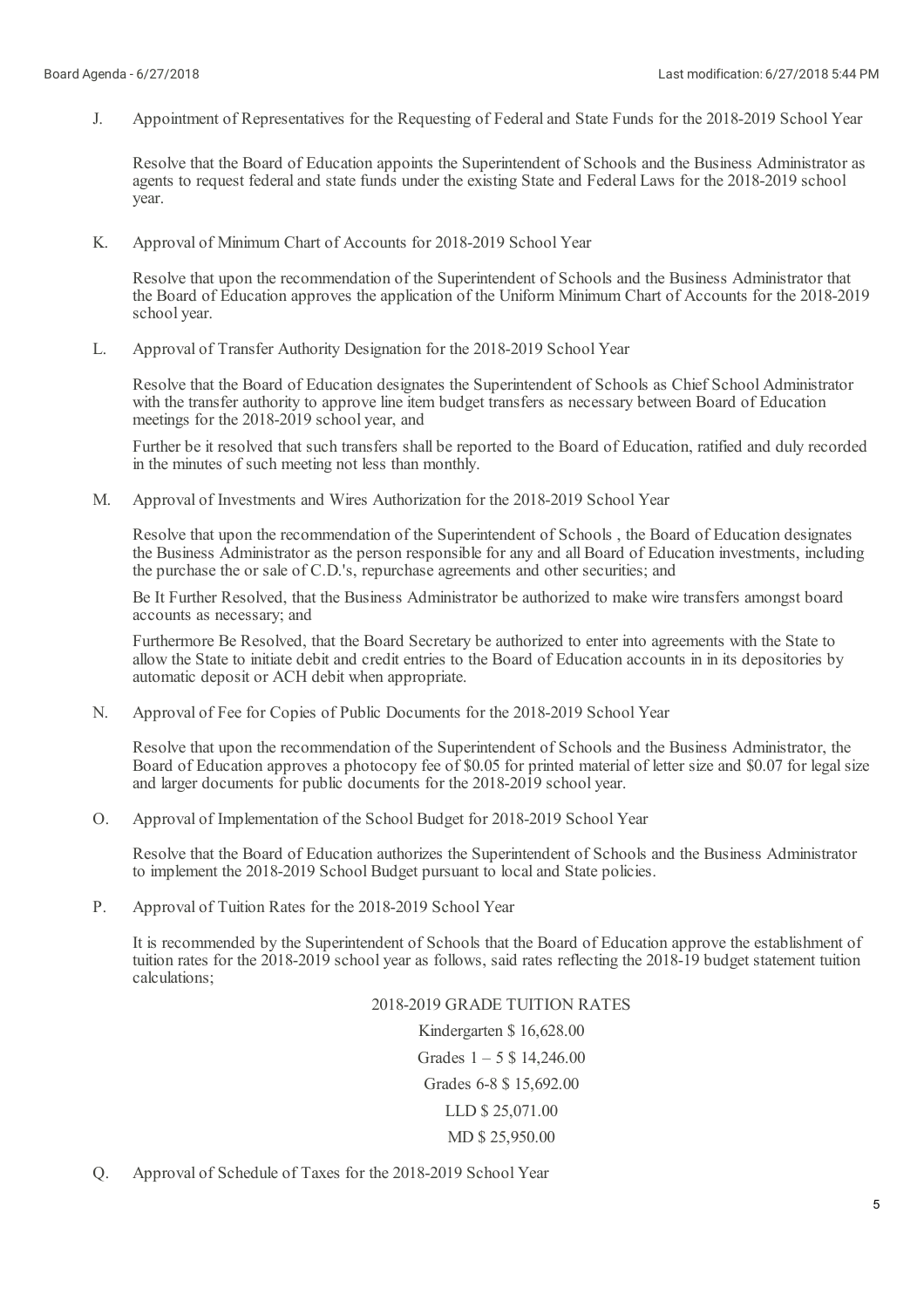J. Appointment of Representatives for the Requesting of Federal and State Funds for the 2018-2019 School Year

Resolve that the Board of Education appoints the Superintendent of Schools and the Business Administrator as agents to request federal and state funds under the existing State and Federal Laws for the 2018-2019 school year.

K. Approval of Minimum Chart of Accounts for 2018-2019 School Year

Resolve that upon the recommendation of the Superintendent of Schools and the Business Administrator that the Board of Education approves the application of the Uniform Minimum Chart of Accounts for the 2018-2019 school year.

L. Approval of Transfer Authority Designation for the 2018-2019 School Year

Resolve that the Board of Education designates the Superintendent of Schools as Chief School Administrator with the transfer authority to approve line item budget transfers as necessary between Board of Education meetings for the 2018-2019 school year, and

Further be it resolved that such transfers shall be reported to the Board of Education, ratified and duly recorded in the minutes of such meeting not less than monthly.

M. Approval of Investments and Wires Authorization for the 2018-2019 School Year

Resolve that upon the recommendation of the Superintendent of Schools , the Board of Education designates the Business Administrator as the person responsible for any and all Board of Education investments, including the purchase the or sale of C.D.'s, repurchase agreements and other securities; and

Be It Further Resolved, that the Business Administrator be authorized to make wire transfers amongst board accounts as necessary; and

Furthermore Be Resolved, that the Board Secretary be authorized to enter into agreements with the State to allow the State to initiate debit and credit entries to the Board of Education accounts in in its depositories by automatic deposit or ACH debit when appropriate.

N. Approval of Fee for Copies of Public Documents for the 2018-2019 School Year

Resolve that upon the recommendation of the Superintendent of Schools and the Business Administrator, the Board of Education approves a photocopy fee of $0.05 for printed material of letter size and $0.07 for legal size and larger documents for public documents for the 2018-2019 school year.

O. Approval of Implementation of the School Budget for 2018-2019 School Year

Resolve that the Board of Education authorizes the Superintendent of Schools and the Business Administrator to implement the 2018-2019 School Budget pursuant to local and State policies.

P. Approval of Tuition Rates for the 2018-2019 School Year

It is recommended by the Superintendent of Schools that the Board of Education approve the establishment of tuition rates for the 2018-2019 school year as follows, said rates reflecting the 2018-19 budget statement tuition calculations;

2018-2019 GRADE TUITION RATES

Kindergarten $ 16,628.00

Grades 1 – 5 $ 14,246.00

Grades 6-8 $ 15,692.00

LLD $ 25,071.00

MD $ 25,950.00

Q. Approval of Schedule of Taxes for the 2018-2019 School Year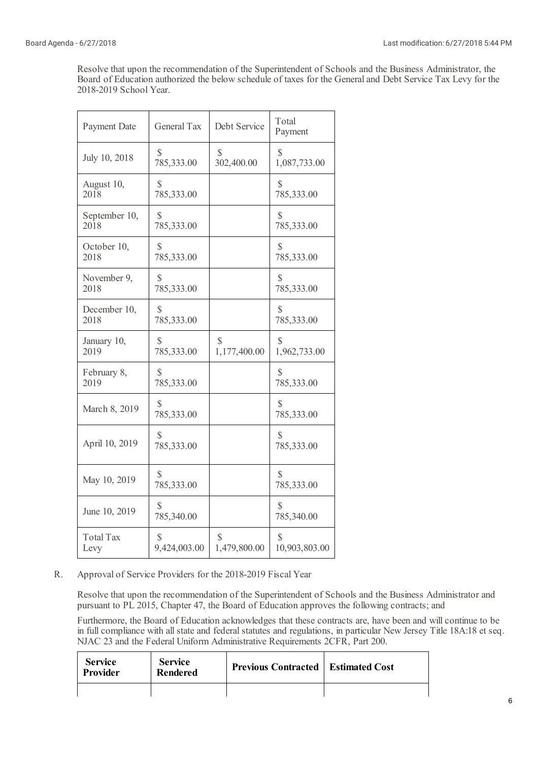Resolve that upon the recommendation of the Superintendent of Schools and the Business Administrator, the Board of Education authorized the below schedule of taxes for the General and Debt Service Tax Levy for the 2018-2019 School Year.

| Payment Date | General Tax | Debt Service | Total Payment |
|---|---|---|---|
| July 10, 2018 | $ 785,333.00 | $ 302,400.00 | $ 1,087,733.00 |
| August 10, 2018 | $ 785,333.00 | | $ 785,333.00 |
| September 10, 2018 | $ 785,333.00 | | $ 785,333.00 |
| October 10, 2018 | $ 785,333.00 | | $ 785,333.00 |
| November 9, 2018 | $ 785,333.00 | | $ 785,333.00 |
| December 10, 2018 | $ 785,333.00 | | $ 785,333.00 |
| January 10, 2019 | $ 785,333.00 | $ 1,177,400.00 | $ 1,962,733.00 |
| February 8, 2019 | $ 785,333.00 | | $ 785,333.00 |
| March 8, 2019 | $ 785,333.00 | | $ 785,333.00 |
| April 10, 2019 | $ 785,333.00 | | $ 785,333.00 |
| May 10, 2019 | $ 785,333.00 | | $ 785,333.00 |
| June 10, 2019 | $ 785,340.00 | | $ 785,340.00 |
| Total Tax Levy | $ 9,424,003.00 | $ 1,479,800.00 | $ 10,903,803.00 |

R. Approval of Service Providers for the 2018-2019 Fiscal Year

Resolve that upon the recommendation of the Superintendent of Schools and the Business Administrator and pursuant to PL 2015, Chapter 47, the Board of Education approves the following contracts; and

Furthermore, the Board of Education acknowledges that these contracts are, have been and will continue to be in full compliance with all state and federal statutes and regulations, in particular New Jersey Title 18A:18 et seq. NJAC 23 and the Federal Uniform Administrative Requirements 2CFR, Part 200.

| **Service Provider** | **Service Rendered** | **Previous Contracted** | **Estimated Cost** |
|---|---|---|---|
| | | | |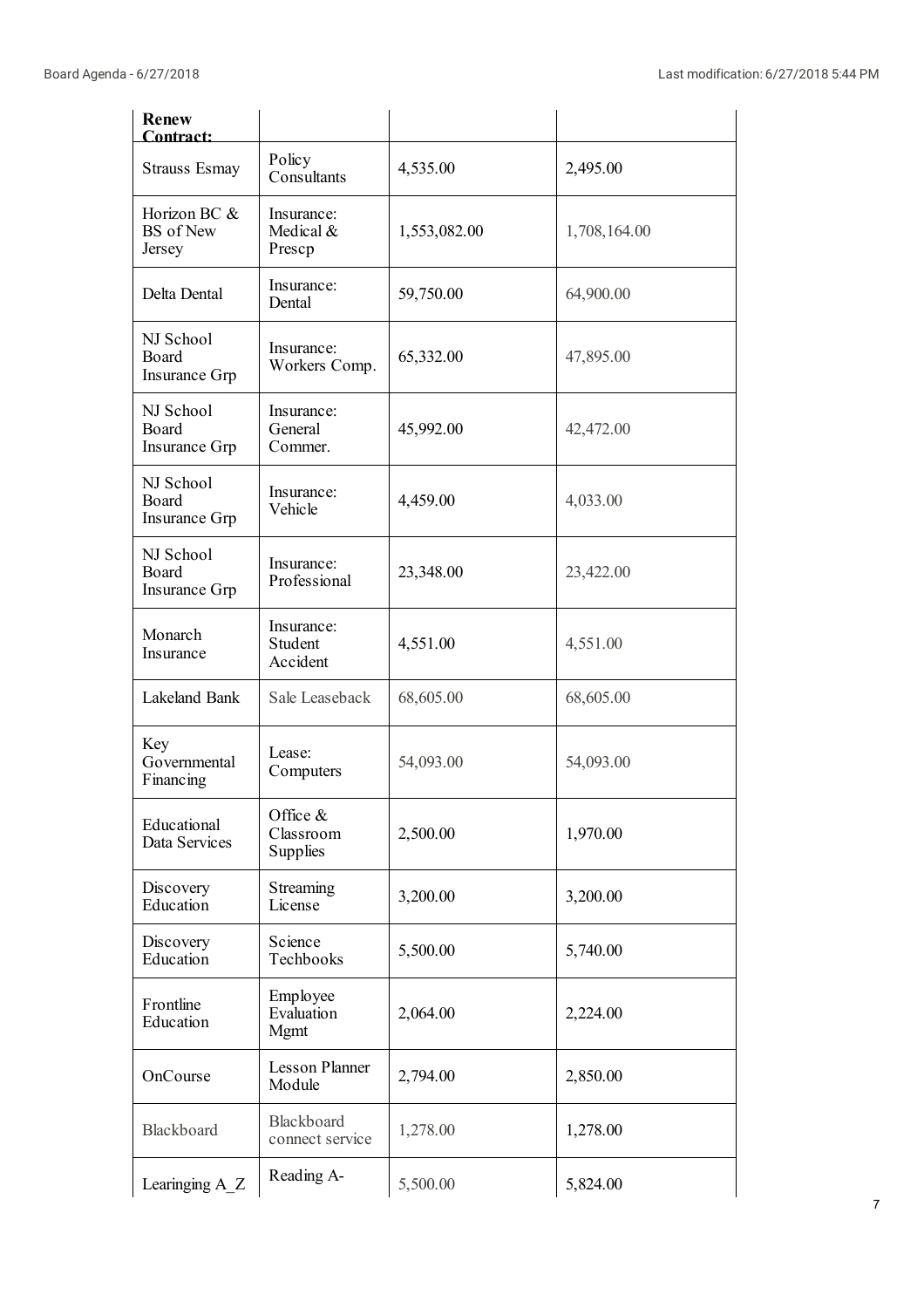| **Renew Contract:** | | | |
|---|---|---|---|
| Strauss Esmay | Policy Consultants | 4,535.00 | 2,495.00 |
| Horizon BC & BS of New Jersey | Insurance: Medical & Prescp | 1,553,082.00 | 1,708,164.00 |
| Delta Dental | Insurance: Dental | 59,750.00 | 64,900.00 |
| NJ School Board Insurance Grp | Insurance: Workers Comp. | 65,332.00 | 47,895.00 |
| NJ School Board Insurance Grp | Insurance: General Commer. | 45,992.00 | 42,472.00 |
| NJ School Board Insurance Grp | Insurance: Vehicle | 4,459.00 | 4,033.00 |
| NJ School Board Insurance Grp | Insurance: Professional | 23,348.00 | 23,422.00 |
| Monarch Insurance | Insurance: Student Accident | 4,551.00 | 4,551.00 |
| Lakeland Bank | Sale Leaseback | 68,605.00 | 68,605.00 |
| Key Governmental Financing | Lease: Computers | 54,093.00 | 54,093.00 |
| Educational Data Services | Office & Classroom Supplies | 2,500.00 | 1,970.00 |
| Discovery Education | Streaming License | 3,200.00 | 3,200.00 |
| Discovery Education | Science Techbooks | 5,500.00 | 5,740.00 |
| Frontline Education | Employee Evaluation Mgmt | 2,064.00 | 2,224.00 |
| OnCourse | Lesson Planner Module | 2,794.00 | 2,850.00 |
| Blackboard | Blackboard connect service | 1,278.00 | 1,278.00 |
| Learinging A_Z | Reading A- | 5,500.00 | 5,824.00 |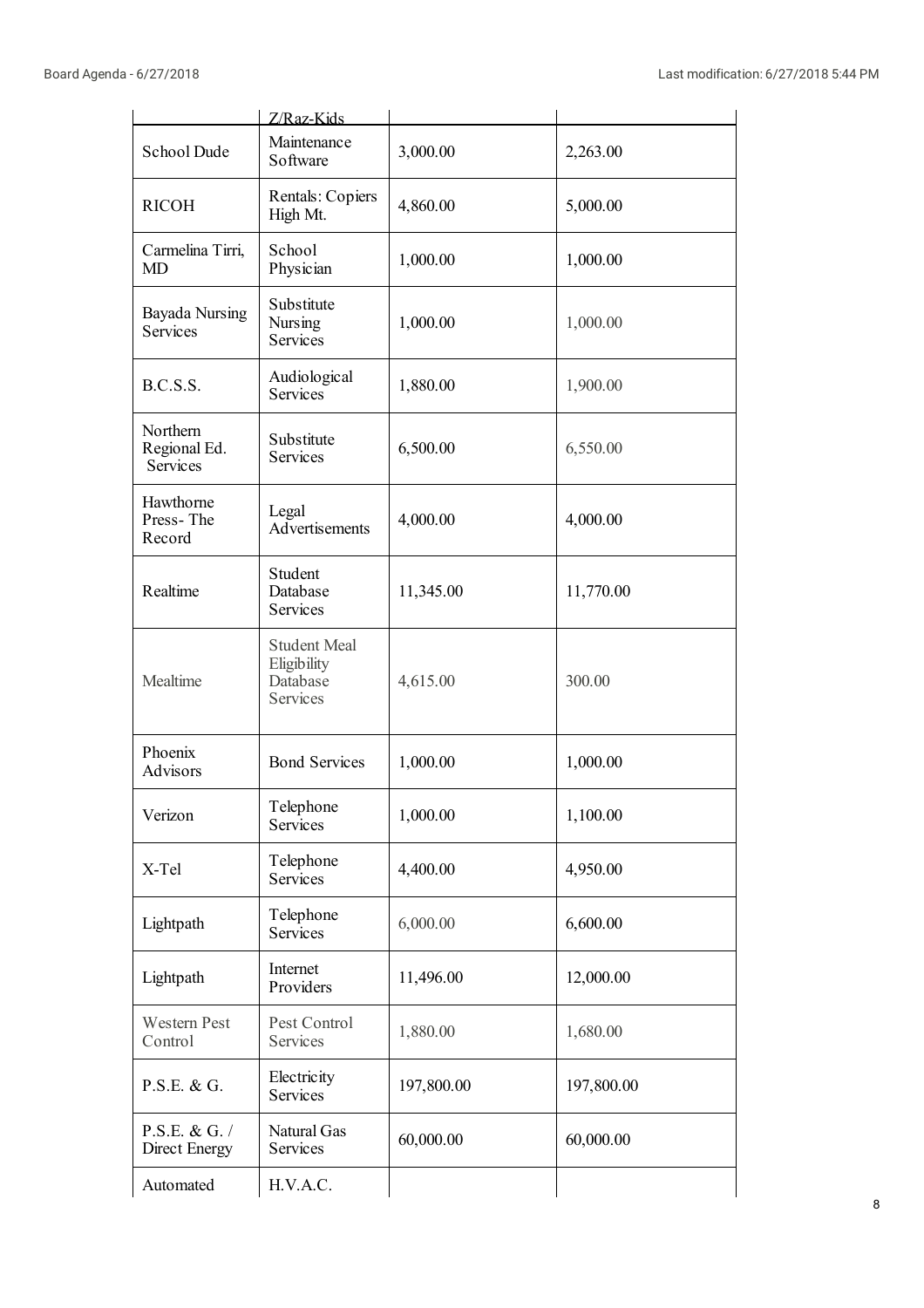| | Z/Raz-Kids | | |
|---|---|---|---|
| School Dude | Maintenance Software | 3,000.00 | 2,263.00 |
| RICOH | Rentals: Copiers High Mt. | 4,860.00 | 5,000.00 |
| Carmelina Tirri, MD | School Physician | 1,000.00 | 1,000.00 |
| Bayada Nursing Services | Substitute Nursing Services | 1,000.00 | 1,000.00 |
| B.C.S.S. | Audiological Services | 1,880.00 | 1,900.00 |
| Northern Regional Ed. Services | Substitute Services | 6,500.00 | 6,550.00 |
| Hawthorne Press- The Record | Legal Advertisements | 4,000.00 | 4,000.00 |
| Realtime | Student Database Services | 11,345.00 | 11,770.00 |
| Mealtime | Student Meal Eligibility Database Services | 4,615.00 | 300.00 |
| Phoenix Advisors | Bond Services | 1,000.00 | 1,000.00 |
| Verizon | Telephone Services | 1,000.00 | 1,100.00 |
| X-Tel | Telephone Services | 4,400.00 | 4,950.00 |
| Lightpath | Telephone Services | 6,000.00 | 6,600.00 |
| Lightpath | Internet Providers | 11,496.00 | 12,000.00 |
| Western Pest Control | Pest Control Services | 1,880.00 | 1,680.00 |
| P.S.E. & G. | Electricity Services | 197,800.00 | 197,800.00 |
| P.S.E. & G. / Direct Energy | Natural Gas Services | 60,000.00 | 60,000.00 |
| Automated | H.V.A.C. | | |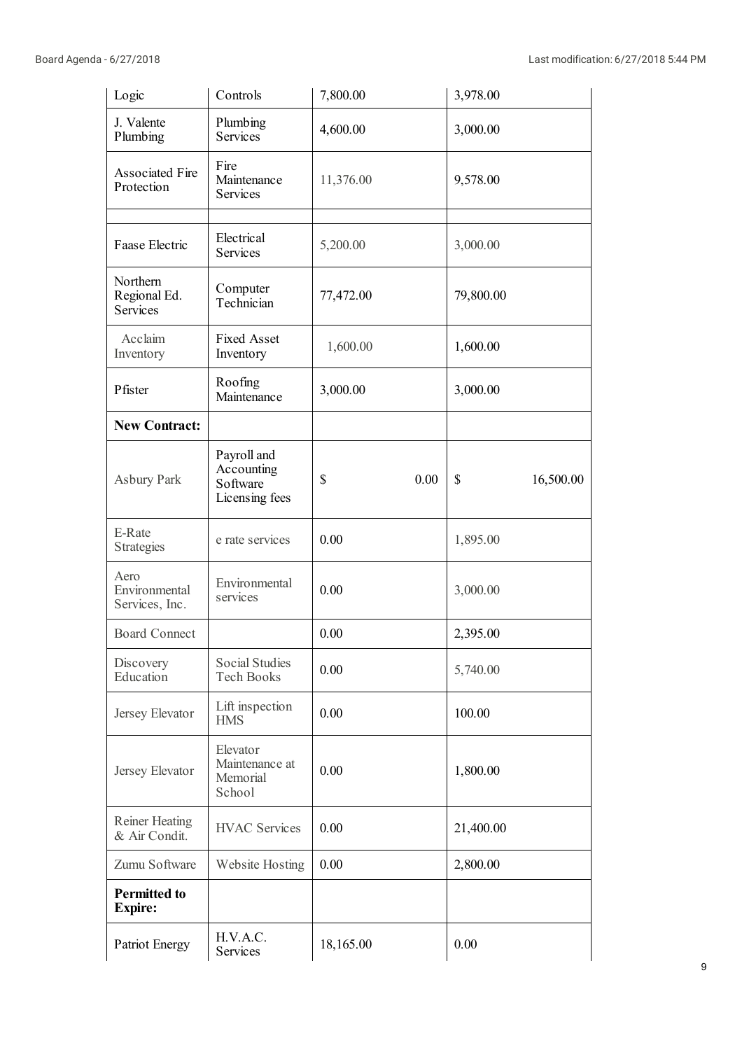| Logic | Controls | 7,800.00 | 3,978.00 |
|---|---|---|---|
| J. Valente Plumbing | Plumbing Services | 4,600.00 | 3,000.00 |
| Associated Fire Protection | Fire Maintenance Services | 11,376.00 | 9,578.00 |
| | | | |
| Faase Electric | Electrical Services | 5,200.00 | 3,000.00 |
| Northern Regional Ed. Services | Computer Technician | 77,472.00 | 79,800.00 |
| Acclaim Inventory | Fixed Asset Inventory | 1,600.00 | 1,600.00 |
| Pfister | Roofing Maintenance | 3,000.00 | 3,000.00 |
| **New Contract:** | | | |
| Asbury Park | Payroll and Accounting Software Licensing fees | $ 0.00 | $ 16,500.00 |
| E-Rate Strategies | e rate services | 0.00 | 1,895.00 |
| Aero Environmental Services, Inc. | Environmental services | 0.00 | 3,000.00 |
| Board Connect | | 0.00 | 2,395.00 |
| Discovery Education | Social Studies Tech Books | 0.00 | 5,740.00 |
| Jersey Elevator | Lift inspection HMS | 0.00 | 100.00 |
| Jersey Elevator | Elevator Maintenance at Memorial School | 0.00 | 1,800.00 |
| Reiner Heating & Air Condit. | HVAC Services | 0.00 | 21,400.00 |
| Zumu Software | Website Hosting | 0.00 | 2,800.00 |
| **Permitted to Expire:** | | | |
| Patriot Energy | H.V.A.C. Services | 18,165.00 | 0.00 |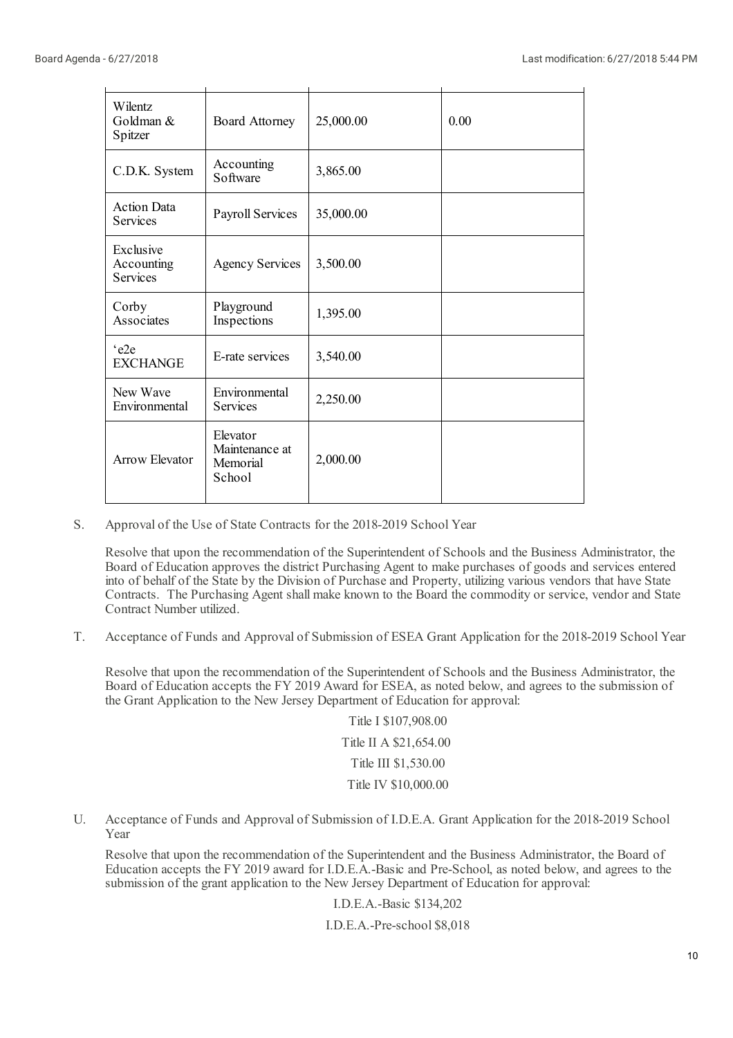| | | | |
|---|---|---|---|
| Wilentz Goldman & Spitzer | Board Attorney | 25,000.00 | 0.00 |
| C.D.K. System | Accounting Software | 3,865.00 | |
| Action Data Services | Payroll Services | 35,000.00 | |
| Exclusive Accounting Services | Agency Services | 3,500.00 | |
| Corby Associates | Playground Inspections | 1,395.00 | |
| 'e2e EXCHANGE | E-rate services | 3,540.00 | |
| New Wave Environmental | Environmental Services | 2,250.00 | |
| Arrow Elevator | Elevator Maintenance at Memorial School | 2,000.00 | |

S. Approval of the Use of State Contracts for the 2018-2019 School Year

Resolve that upon the recommendation of the Superintendent of Schools and the Business Administrator, the Board of Education approves the district Purchasing Agent to make purchases of goods and services entered into of behalf of the State by the Division of Purchase and Property, utilizing various vendors that have State Contracts. The Purchasing Agent shall make known to the Board the commodity or service, vendor and State Contract Number utilized.

T. Acceptance of Funds and Approval of Submission of ESEA Grant Application for the 2018-2019 School Year

Resolve that upon the recommendation of the Superintendent of Schools and the Business Administrator, the Board of Education accepts the FY 2019 Award for ESEA, as noted below, and agrees to the submission of the Grant Application to the New Jersey Department of Education for approval:

Title I $107,908.00

Title II A $21,654.00

Title III $1,530.00

Title IV $10,000.00

U. Acceptance of Funds and Approval of Submission of I.D.E.A. Grant Application for the 2018-2019 School Year

Resolve that upon the recommendation of the Superintendent and the Business Administrator, the Board of Education accepts the FY 2019 award for I.D.E.A.-Basic and Pre-School, as noted below, and agrees to the submission of the grant application to the New Jersey Department of Education for approval:

I.D.E.A.-Basic $134,202

I.D.E.A.-Pre-school $8,018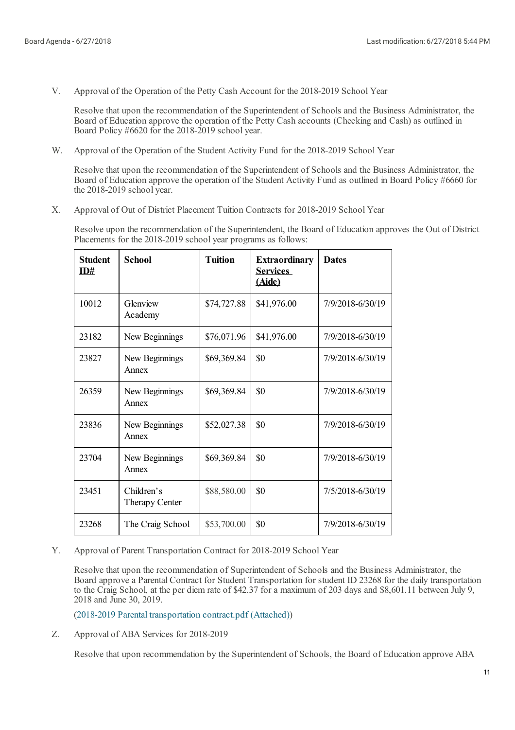V. Approval of the Operation of the Petty Cash Account for the 2018-2019 School Year

Resolve that upon the recommendation of the Superintendent of Schools and the Business Administrator, the Board of Education approve the operation of the Petty Cash accounts (Checking and Cash) as outlined in Board Policy #6620 for the 2018-2019 school year.

W. Approval of the Operation of the Student Activity Fund for the 2018-2019 School Year

Resolve that upon the recommendation of the Superintendent of Schools and the Business Administrator, the Board of Education approve the operation of the Student Activity Fund as outlined in Board Policy #6660 for the 2018-2019 school year.

X. Approval of Out of District Placement Tuition Contracts for 2018-2019 School Year

Resolve upon the recommendation of the Superintendent, the Board of Education approves the Out of District Placements for the 2018-2019 school year programs as follows:

| **Student ID#** | **School** | **Tuition** | **Extraordinary Services (Aide)** | **Dates** |
|---|---|---|---|---|
| 10012 | Glenview Academy | $74,727.88 | $41,976.00 | 7/9/2018-6/30/19 |
| 23182 | New Beginnings | $76,071.96 | $41,976.00 | 7/9/2018-6/30/19 |
| 23827 | New Beginnings Annex | $69,369.84 | $0 | 7/9/2018-6/30/19 |
| 26359 | New Beginnings Annex | $69,369.84 | $0 | 7/9/2018-6/30/19 |
| 23836 | New Beginnings Annex | $52,027.38 | $0 | 7/9/2018-6/30/19 |
| 23704 | New Beginnings Annex | $69,369.84 | $0 | 7/9/2018-6/30/19 |
| 23451 | Children's Therapy Center | $88,580.00 | $0 | 7/5/2018-6/30/19 |
| 23268 | The Craig School | $53,700.00 | $0 | 7/9/2018-6/30/19 |

Y. Approval of Parent Transportation Contract for 2018-2019 School Year

Resolve that upon the recommendation of Superintendent of Schools and the Business Administrator, the Board approve a Parental Contract for Student Transportation for student ID 23268 for the daily transportation to the Craig School, at the per diem rate of $42.37 for a maximum of 203 days and $8,601.11 between July 9, 2018 and June 30, 2019.

(2018-2019 Parental transportation contract.pdf (Attached))

Z. Approval of ABA Services for 2018-2019

Resolve that upon recommendation by the Superintendent of Schools, the Board of Education approve ABA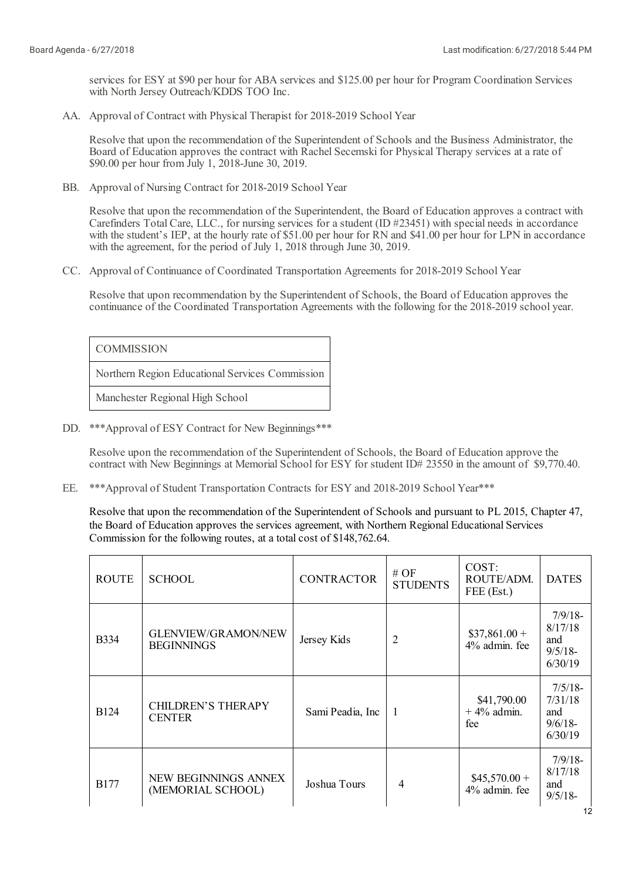services for ESY at $90 per hour for ABA services and $125.00 per hour for Program Coordination Services with North Jersey Outreach/KDDS TOO Inc.

AA. Approval of Contract with Physical Therapist for 2018-2019 School Year

Resolve that upon the recommendation of the Superintendent of Schools and the Business Administrator, the Board of Education approves the contract with Rachel Secemski for Physical Therapy services at a rate of $90.00 per hour from July 1, 2018-June 30, 2019.

BB. Approval of Nursing Contract for 2018-2019 School Year

Resolve that upon the recommendation of the Superintendent, the Board of Education approves a contract with Carefinders Total Care, LLC., for nursing services for a student (ID #23451) with special needs in accordance with the student's IEP, at the hourly rate of $51.00 per hour for RN and $41.00 per hour for LPN in accordance with the agreement, for the period of July 1, 2018 through June 30, 2019.

CC. Approval of Continuance of Coordinated Transportation Agreements for 2018-2019 School Year

Resolve that upon recommendation by the Superintendent of Schools, the Board of Education approves the continuance of the Coordinated Transportation Agreements with the following for the 2018-2019 school year.

| COMMISSION |
|---|
| Northern Region Educational Services Commission |
| Manchester Regional High School |

DD. ***Approval of ESY Contract for New Beginnings***

Resolve upon the recommendation of the Superintendent of Schools, the Board of Education approve the contract with New Beginnings at Memorial School for ESY for student ID# 23550 in the amount of $9,770.40.

EE. ***Approval of Student Transportation Contracts for ESY and 2018-2019 School Year***

Resolve that upon the recommendation of the Superintendent of Schools and pursuant to PL 2015, Chapter 47, the Board of Education approves the services agreement, with Northern Regional Educational Services Commission for the following routes, at a total cost of $148,762.64.

| ROUTE | SCHOOL | CONTRACTOR | # OF STUDENTS | COST: ROUTE/ADM. FEE (Est.) | DATES |
|---|---|---|---|---|---|
| B334 | GLENVIEW/GRAMON/NEW BEGINNINGS | Jersey Kids | 2 | $37,861.00 + 4% admin. fee | 7/9/18-8/17/18 and 9/5/18-6/30/19 |
| B124 | CHILDREN'S THERAPY CENTER | Sami Peadia, Inc | 1 | $41,790.00 + 4% admin. fee | 7/5/18-7/31/18 and 9/6/18-6/30/19 |
| B177 | NEW BEGINNINGS ANNEX (MEMORIAL SCHOOL) | Joshua Tours | 4 | $45,570.00 + 4% admin. fee | 7/9/18-8/17/18 and 9/5/18- |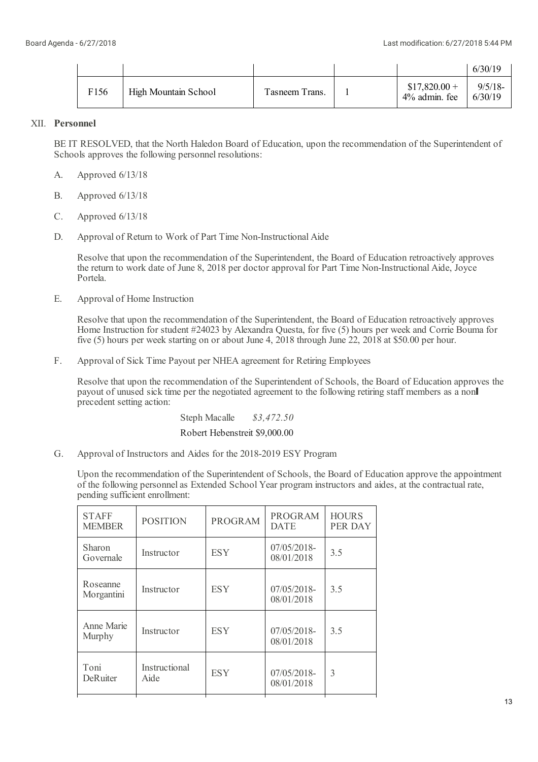| | | | | | 6/30/19 |
|---|---|---|---|---|---|
| F156 | High Mountain School | Tasneem Trans. | 1 | $17,820.00 + 4% admin. fee | 9/5/18-6/30/19 |

XII. **Personnel**

BE IT RESOLVED, that the North Haledon Board of Education, upon the recommendation of the Superintendent of Schools approves the following personnel resolutions:

A. Approved 6/13/18

B. Approved 6/13/18

C. Approved 6/13/18

D. Approval of Return to Work of Part Time Non-Instructional Aide

Resolve that upon the recommendation of the Superintendent, the Board of Education retroactively approves the return to work date of June 8, 2018 per doctor approval for Part Time Non-Instructional Aide, Joyce Portela.

E. Approval of Home Instruction

Resolve that upon the recommendation of the Superintendent, the Board of Education retroactively approves Home Instruction for student #24023 by Alexandra Questa, for five (5) hours per week and Corrie Bouma for five (5) hours per week starting on or about June 4, 2018 through June 22, 2018 at $50.00 per hour.

F. Approval of Sick Time Payout per NHEA agreement for Retiring Employees

Resolve that upon the recommendation of the Superintendent of Schools, the Board of Education approves the payout of unused sick time per the negotiated agreement to the following retiring staff members as a non precedent setting action:

Steph Macalle *$3,472.50*

Robert Hebenstreit $9,000.00

G. Approval of Instructors and Aides for the 2018-2019 ESY Program

Upon the recommendation of the Superintendent of Schools, the Board of Education approve the appointment of the following personnel as Extended School Year program instructors and aides, at the contractual rate, pending sufficient enrollment:

| STAFF MEMBER | POSITION | PROGRAM | PROGRAM DATE | HOURS PER DAY |
|---|---|---|---|---|
| Sharon Governale | Instructor | ESY | 07/05/2018-08/01/2018 | 3.5 |
| Roseanne Morgantini | Instructor | ESY | 07/05/2018-08/01/2018 | 3.5 |
| Anne Marie Murphy | Instructor | ESY | 07/05/2018-08/01/2018 | 3.5 |
| Toni DeRuiter | Instructional Aide | ESY | 07/05/2018-08/01/2018 | 3 |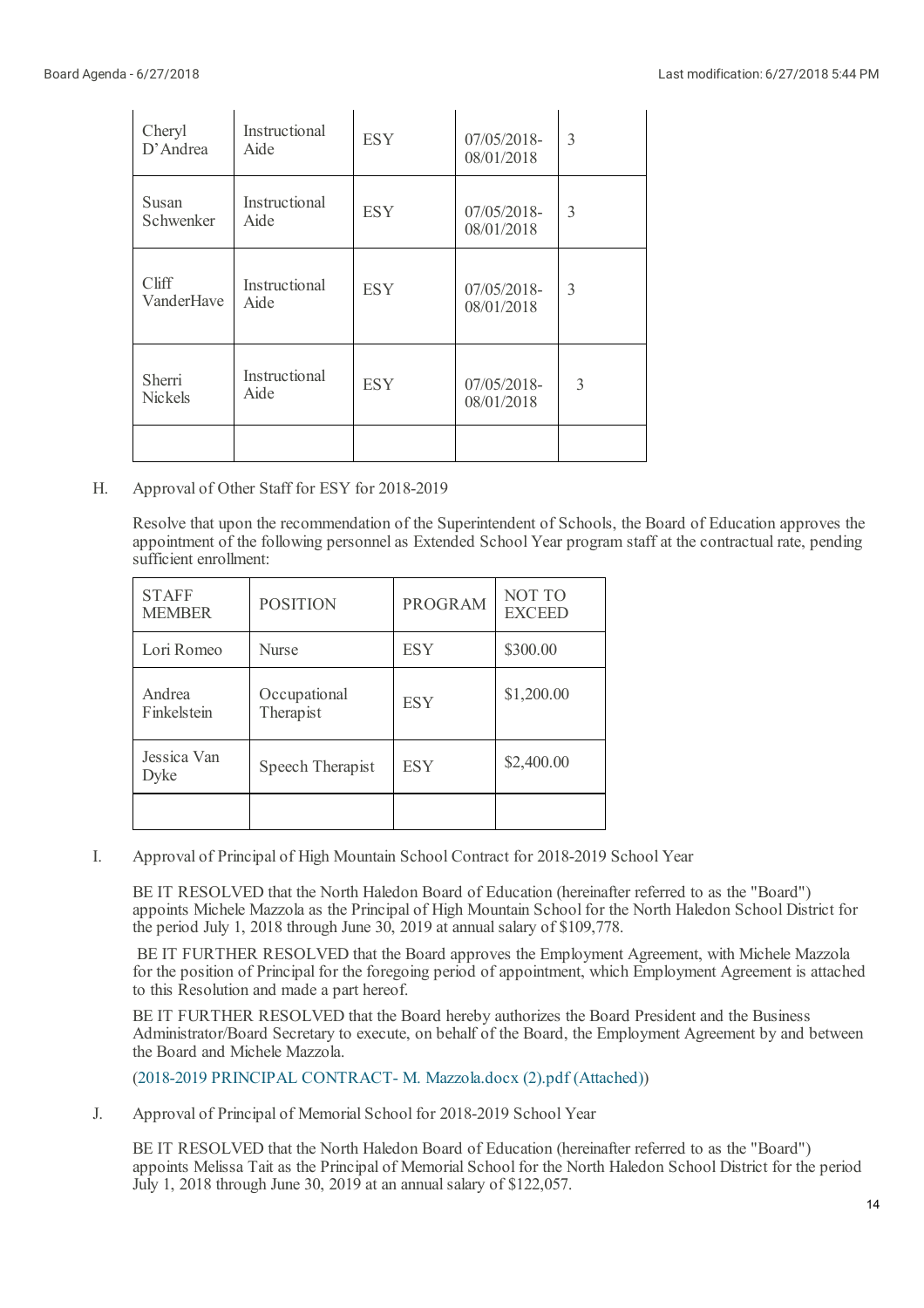| | | | | |
|---|---|---|---|---|
| Cheryl D'Andrea | Instructional Aide | ESY | 07/05/2018-08/01/2018 | 3 |
| Susan Schwenker | Instructional Aide | ESY | 07/05/2018-08/01/2018 | 3 |
| Cliff VanderHave | Instructional Aide | ESY | 07/05/2018-08/01/2018 | 3 |
| Sherri Nickels | Instructional Aide | ESY | 07/05/2018-08/01/2018 | 3 |
| | | | | |

H. Approval of Other Staff for ESY for 2018-2019

Resolve that upon the recommendation of the Superintendent of Schools, the Board of Education approves the appointment of the following personnel as Extended School Year program staff at the contractual rate, pending sufficient enrollment:

| STAFF MEMBER | POSITION | PROGRAM | NOT TO EXCEED |
|---|---|---|---|
| Lori Romeo | Nurse | ESY | $300.00 |
| Andrea Finkelstein | Occupational Therapist | ESY | $1,200.00 |
| Jessica Van Dyke | Speech Therapist | ESY | $2,400.00 |
| | | | |

I. Approval of Principal of High Mountain School Contract for 2018-2019 School Year

BE IT RESOLVED that the North Haledon Board of Education (hereinafter referred to as the "Board") appoints Michele Mazzola as the Principal of High Mountain School for the North Haledon School District for the period July 1, 2018 through June 30, 2019 at annual salary of $109,778.

BE IT FURTHER RESOLVED that the Board approves the Employment Agreement, with Michele Mazzola for the position of Principal for the foregoing period of appointment, which Employment Agreement is attached to this Resolution and made a part hereof.

BE IT FURTHER RESOLVED that the Board hereby authorizes the Board President and the Business Administrator/Board Secretary to execute, on behalf of the Board, the Employment Agreement by and between the Board and Michele Mazzola.

(2018-2019 PRINCIPAL CONTRACT- M. Mazzola.docx (2).pdf (Attached))

J. Approval of Principal of Memorial School for 2018-2019 School Year

BE IT RESOLVED that the North Haledon Board of Education (hereinafter referred to as the "Board") appoints Melissa Tait as the Principal of Memorial School for the North Haledon School District for the period July 1, 2018 through June 30, 2019 at an annual salary of $122,057.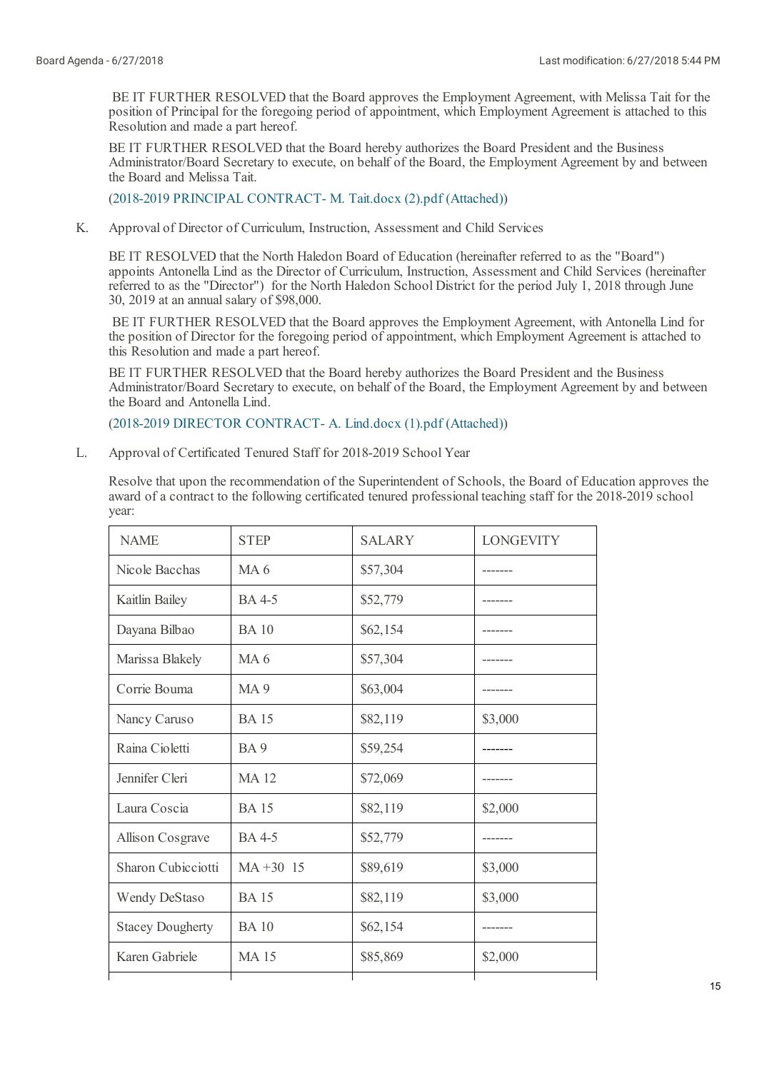BE IT FURTHER RESOLVED that the Board approves the Employment Agreement, with Melissa Tait for the position of Principal for the foregoing period of appointment, which Employment Agreement is attached to this Resolution and made a part hereof.

BE IT FURTHER RESOLVED that the Board hereby authorizes the Board President and the Business Administrator/Board Secretary to execute, on behalf of the Board, the Employment Agreement by and between the Board and Melissa Tait.

(2018-2019 PRINCIPAL CONTRACT- M. Tait.docx (2).pdf (Attached))

K. Approval of Director of Curriculum, Instruction, Assessment and Child Services

BE IT RESOLVED that the North Haledon Board of Education (hereinafter referred to as the "Board") appoints Antonella Lind as the Director of Curriculum, Instruction, Assessment and Child Services (hereinafter referred to as the "Director") for the North Haledon School District for the period July 1, 2018 through June 30, 2019 at an annual salary of $98,000.

BE IT FURTHER RESOLVED that the Board approves the Employment Agreement, with Antonella Lind for the position of Director for the foregoing period of appointment, which Employment Agreement is attached to this Resolution and made a part hereof.

BE IT FURTHER RESOLVED that the Board hereby authorizes the Board President and the Business Administrator/Board Secretary to execute, on behalf of the Board, the Employment Agreement by and between the Board and Antonella Lind.

(2018-2019 DIRECTOR CONTRACT- A. Lind.docx (1).pdf (Attached))

L. Approval of Certificated Tenured Staff for 2018-2019 School Year

Resolve that upon the recommendation of the Superintendent of Schools, the Board of Education approves the award of a contract to the following certificated tenured professional teaching staff for the 2018-2019 school year:

| NAME | STEP | SALARY | LONGEVITY |
|---|---|---|---|
| Nicole Bacchas | MA 6 | $57,304 | ------- |
| Kaitlin Bailey | BA 4-5 | $52,779 | ------- |
| Dayana Bilbao | BA 10 | $62,154 | ------- |
| Marissa Blakely | MA 6 | $57,304 | ------- |
| Corrie Bouma | MA 9 | $63,004 | ------- |
| Nancy Caruso | BA 15 | $82,119 | $3,000 |
| Raina Cioletti | BA 9 | $59,254 | ------- |
| Jennifer Cleri | MA 12 | $72,069 | ------- |
| Laura Coscia | BA 15 | $82,119 | $2,000 |
| Allison Cosgrave | BA 4-5 | $52,779 | ------- |
| Sharon Cubicciotti | MA +30 15 | $89,619 | $3,000 |
| Wendy DeStaso | BA 15 | $82,119 | $3,000 |
| Stacey Dougherty | BA 10 | $62,154 | ------- |
| Karen Gabriele | MA 15 | $85,869 | $2,000 |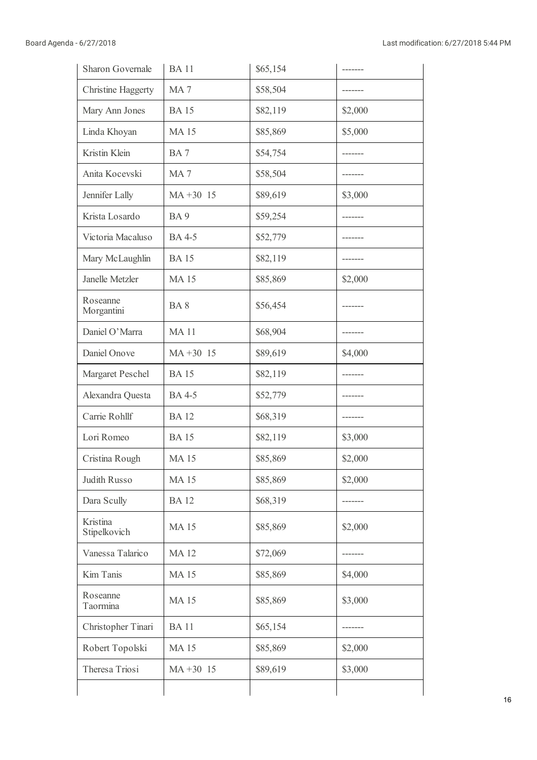| | | | |
|---|---|---|---|
| Sharon Governale | BA 11 | $65,154 | ------- |
| Christine Haggerty | MA 7 | $58,504 | ------- |
| Mary Ann Jones | BA 15 | $82,119 | $2,000 |
| Linda Khoyan | MA 15 | $85,869 | $5,000 |
| Kristin Klein | BA 7 | $54,754 | ------- |
| Anita Kocevski | MA 7 | $58,504 | ------- |
| Jennifer Lally | MA +30 15 | $89,619 | $3,000 |
| Krista Losardo | BA 9 | $59,254 | ------- |
| Victoria Macaluso | BA 4-5 | $52,779 | ------- |
| Mary McLaughlin | BA 15 | $82,119 | ------- |
| Janelle Metzler | MA 15 | $85,869 | $2,000 |
| Roseanne Morgantini | BA 8 | $56,454 | ------- |
| Daniel O'Marra | MA 11 | $68,904 | ------- |
| Daniel Onove | MA +30 15 | $89,619 | $4,000 |
| Margaret Peschel | BA 15 | $82,119 | ------- |
| Alexandra Questa | BA 4-5 | $52,779 | ------- |
| Carrie Rohllf | BA 12 | $68,319 | ------- |
| Lori Romeo | BA 15 | $82,119 | $3,000 |
| Cristina Rough | MA 15 | $85,869 | $2,000 |
| Judith Russo | MA 15 | $85,869 | $2,000 |
| Dara Scully | BA 12 | $68,319 | ------- |
| Kristina Stipelkovich | MA 15 | $85,869 | $2,000 |
| Vanessa Talarico | MA 12 | $72,069 | ------- |
| Kim Tanis | MA 15 | $85,869 | $4,000 |
| Roseanne Taormina | MA 15 | $85,869 | $3,000 |
| Christopher Tinari | BA 11 | $65,154 | ------- |
| Robert Topolski | MA 15 | $85,869 | $2,000 |
| Theresa Triosi | MA +30 15 | $89,619 | $3,000 |
| | | | |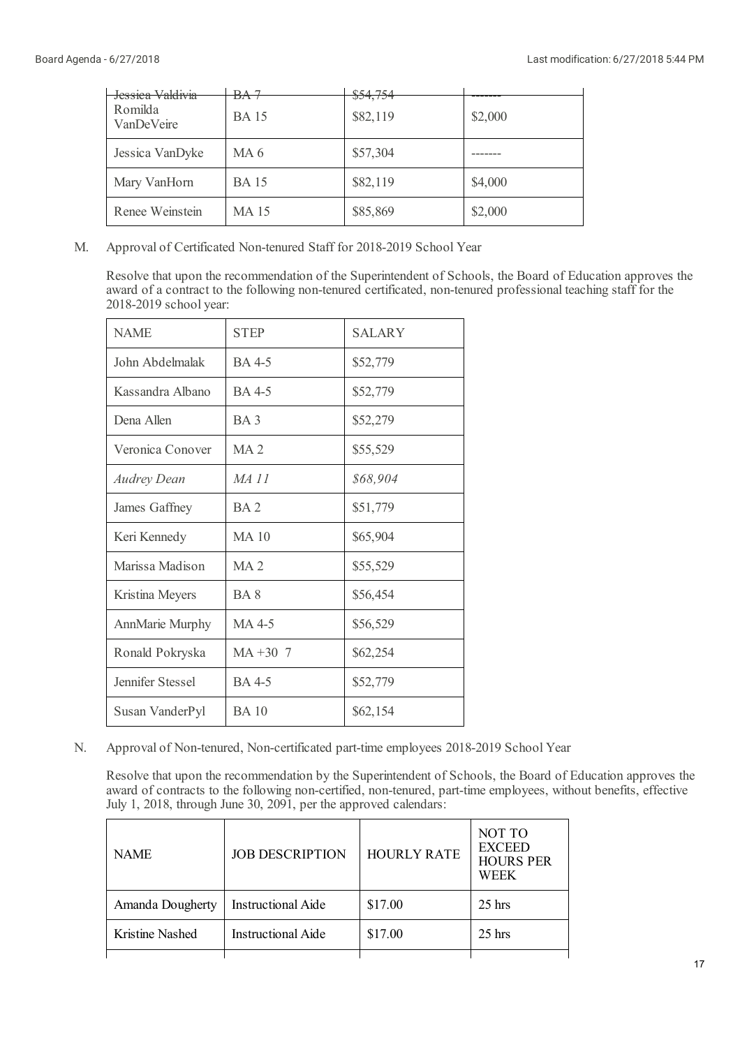| | | | |
|---|---|---|---|
| ~~Jessica Valdivia~~ | ~~BA 7~~ | ~~$54,754~~ | ------- |
| Romilda VanDeVeire | BA 15 | $82,119 | $2,000 |
| Jessica VanDyke | MA 6 | $57,304 | ------- |
| Mary VanHorn | BA 15 | $82,119 | $4,000 |
| Renee Weinstein | MA 15 | $85,869 | $2,000 |

M. Approval of Certificated Non-tenured Staff for 2018-2019 School Year

Resolve that upon the recommendation of the Superintendent of Schools, the Board of Education approves the award of a contract to the following non-tenured certificated, non-tenured professional teaching staff for the 2018-2019 school year:

| NAME | STEP | SALARY |
|---|---|---|
| John Abdelmalak | BA 4-5 | $52,779 |
| Kassandra Albano | BA 4-5 | $52,779 |
| Dena Allen | BA 3 | $52,279 |
| Veronica Conover | MA 2 | $55,529 |
| *Audrey Dean* | *MA 11* | *$68,904* |
| James Gaffney | BA 2 | $51,779 |
| Keri Kennedy | MA 10 | $65,904 |
| Marissa Madison | MA 2 | $55,529 |
| Kristina Meyers | BA 8 | $56,454 |
| AnnMarie Murphy | MA 4-5 | $56,529 |
| Ronald Pokryska | MA +30 7 | $62,254 |
| Jennifer Stessel | BA 4-5 | $52,779 |
| Susan VanderPyl | BA 10 | $62,154 |

N. Approval of Non-tenured, Non-certificated part-time employees 2018-2019 School Year

Resolve that upon the recommendation by the Superintendent of Schools, the Board of Education approves the award of contracts to the following non-certified, non-tenured, part-time employees, without benefits, effective July 1, 2018, through June 30, 2091, per the approved calendars:

| NAME | JOB DESCRIPTION | HOURLY RATE | NOT TO EXCEED HOURS PER WEEK |
|---|---|---|---|
| Amanda Dougherty | Instructional Aide | $17.00 | 25 hrs |
| Kristine Nashed | Instructional Aide | $17.00 | 25 hrs |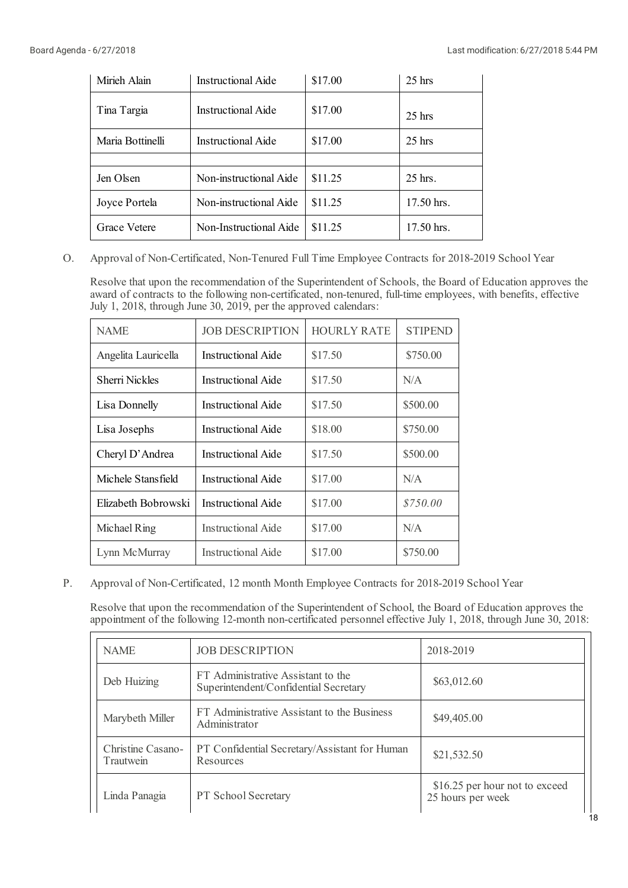| Mirieh Alain | Instructional Aide | \$17.00 | 25 hrs |
|---|---|---|---|
| Tina Targia | Instructional Aide | \$17.00 | 25 hrs |
| Maria Bottinelli | Instructional Aide | \$17.00 | 25 hrs |
| | | | |
| Jen Olsen | Non-instructional Aide | \$11.25 | 25 hrs. |
| Joyce Portela | Non-instructional Aide | \$11.25 | 17.50 hrs. |
| Grace Vetere | Non-Instructional Aide | \$11.25 | 17.50 hrs. |

O. Approval of Non-Certificated, Non-Tenured Full Time Employee Contracts for 2018-2019 School Year

Resolve that upon the recommendation of the Superintendent of Schools, the Board of Education approves the award of contracts to the following non-certificated, non-tenured, full-time employees, with benefits, effective July 1, 2018, through June 30, 2019, per the approved calendars:

| NAME | JOB DESCRIPTION | HOURLY RATE | STIPEND |
|---|---|---|---|
| Angelita Lauricella | Instructional Aide | \$17.50 | \$750.00 |
| Sherri Nickles | Instructional Aide | \$17.50 | N/A |
| Lisa Donnelly | Instructional Aide | \$17.50 | \$500.00 |
| Lisa Josephs | Instructional Aide | \$18.00 | \$750.00 |
| Cheryl D'Andrea | Instructional Aide | \$17.50 | \$500.00 |
| Michele Stansfield | Instructional Aide | \$17.00 | N/A |
| Elizabeth Bobrowski | Instructional Aide | \$17.00 | *\$750.00* |
| Michael Ring | Instructional Aide | \$17.00 | N/A |
| Lynn McMurray | Instructional Aide | \$17.00 | \$750.00 |

P. Approval of Non-Certificated, 12 month Month Employee Contracts for 2018-2019 School Year

Resolve that upon the recommendation of the Superintendent of School, the Board of Education approves the appointment of the following 12-month non-certificated personnel effective July 1, 2018, through June 30, 2018:

| NAME | JOB DESCRIPTION | 2018-2019 |
|---|---|---|
| Deb Huizing | FT Administrative Assistant to the Superintendent/Confidential Secretary | \$63,012.60 |
| Marybeth Miller | FT Administrative Assistant to the Business Administrator | \$49,405.00 |
| Christine Casano-Trautwein | PT Confidential Secretary/Assistant for Human Resources | \$21,532.50 |
| Linda Panagia | PT School Secretary | \$16.25 per hour not to exceed 25 hours per week |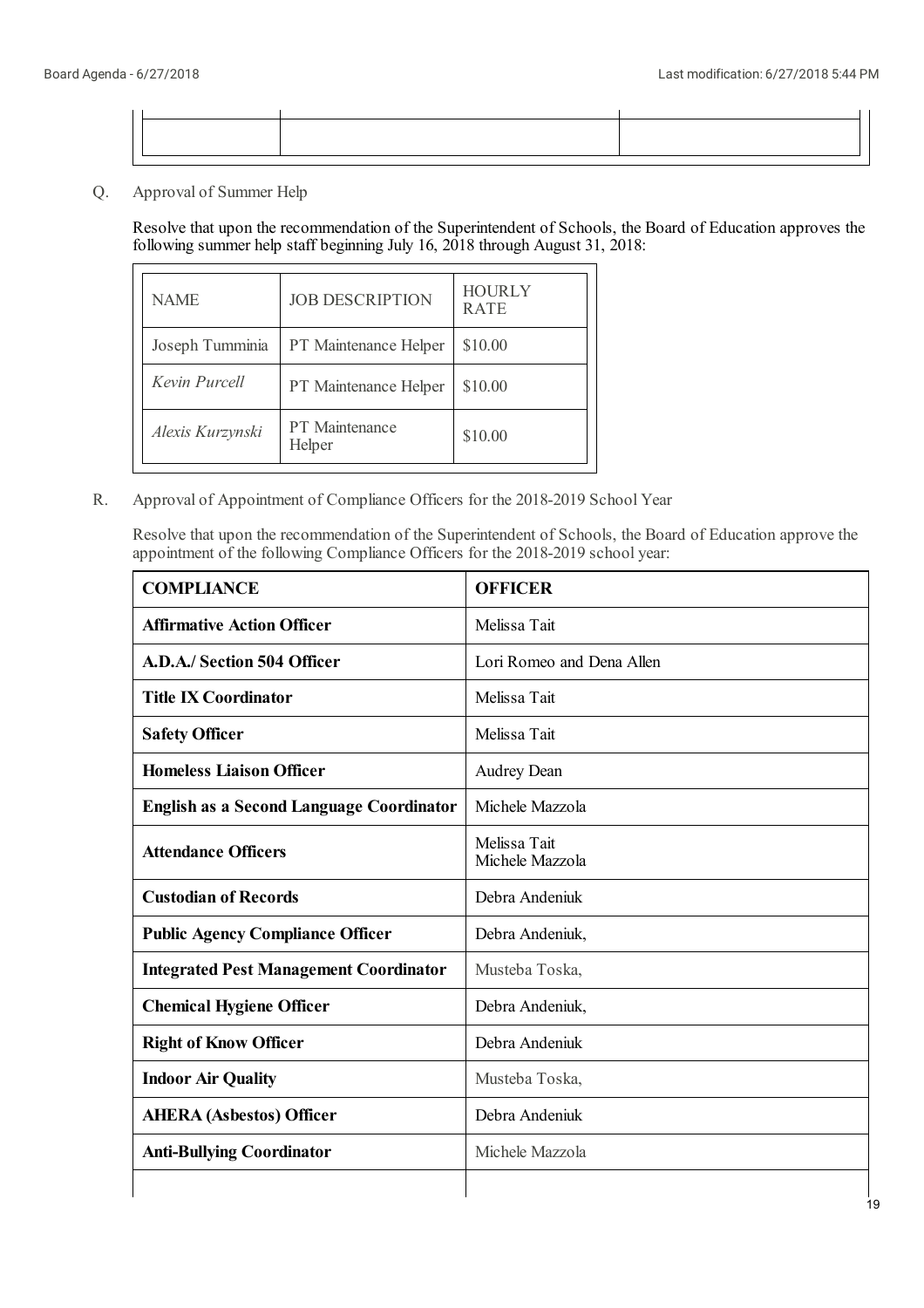Q. Approval of Summer Help

Resolve that upon the recommendation of the Superintendent of Schools, the Board of Education approves the following summer help staff beginning July 16, 2018 through August 31, 2018:

| NAME | JOB DESCRIPTION | HOURLY RATE |
|---|---|---|
| Joseph Tumminia | PT Maintenance Helper | $10.00 |
| *Kevin Purcell* | PT Maintenance Helper | $10.00 |
| *Alexis Kurzynski* | PT Maintenance Helper | $10.00 |

R. Approval of Appointment of Compliance Officers for the 2018-2019 School Year

Resolve that upon the recommendation of the Superintendent of Schools, the Board of Education approve the appointment of the following Compliance Officers for the 2018-2019 school year:

| **COMPLIANCE** | **OFFICER** |
|---|---|
| **Affirmative Action Officer** | Melissa Tait |
| **A.D.A./ Section 504 Officer** | Lori Romeo and Dena Allen |
| **Title IX Coordinator** | Melissa Tait |
| **Safety Officer** | Melissa Tait |
| **Homeless Liaison Officer** | Audrey Dean |
| **English as a Second Language Coordinator** | Michele Mazzola |
| **Attendance Officers** | Melissa Tait<br>Michele Mazzola |
| **Custodian of Records** | Debra Andeniuk |
| **Public Agency Compliance Officer** | Debra Andeniuk, |
| **Integrated Pest Management Coordinator** | Musteba Toska, |
| **Chemical Hygiene Officer** | Debra Andeniuk, |
| **Right of Know Officer** | Debra Andeniuk |
| **Indoor Air Quality** | Musteba Toska, |
| **AHERA (Asbestos) Officer** | Debra Andeniuk |
| **Anti-Bullying Coordinator** | Michele Mazzola |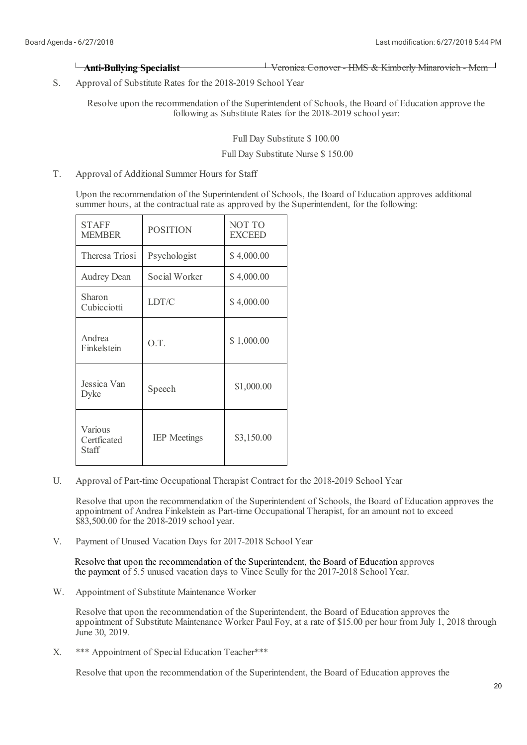**~~Anti-Bullying Specialist~~** ~~Veronica Conover - HMS & Kimberly Minarovich - Mem~~

S. Approval of Substitute Rates for the 2018-2019 School Year

Resolve upon the recommendation of the Superintendent of Schools, the Board of Education approve the following as Substitute Rates for the 2018-2019 school year:

Full Day Substitute $ 100.00

Full Day Substitute Nurse $ 150.00

T. Approval of Additional Summer Hours for Staff

Upon the recommendation of the Superintendent of Schools, the Board of Education approves additional summer hours, at the contractual rate as approved by the Superintendent, for the following:

| STAFF MEMBER | POSITION | NOT TO EXCEED |
|---|---|---|
| Theresa Triosi | Psychologist | $ 4,000.00 |
| Audrey Dean | Social Worker | $ 4,000.00 |
| Sharon Cubicciotti | LDT/C | $ 4,000.00 |
| Andrea Finkelstein | O.T. | $ 1,000.00 |
| Jessica Van Dyke | Speech | $1,000.00 |
| Various Certficated Staff | IEP Meetings | $3,150.00 |

U. Approval of Part-time Occupational Therapist Contract for the 2018-2019 School Year

Resolve that upon the recommendation of the Superintendent of Schools, the Board of Education approves the appointment of Andrea Finkelstein as Part-time Occupational Therapist, for an amount not to exceed $83,500.00 for the 2018-2019 school year.

V. Payment of Unused Vacation Days for 2017-2018 School Year

Resolve that upon the recommendation of the Superintendent, the Board of Education approves the payment of 5.5 unused vacation days to Vince Scully for the 2017-2018 School Year.

W. Appointment of Substitute Maintenance Worker

Resolve that upon the recommendation of the Superintendent, the Board of Education approves the appointment of Substitute Maintenance Worker Paul Foy, at a rate of $15.00 per hour from July 1, 2018 through June 30, 2019.

X. *** Appointment of Special Education Teacher***

Resolve that upon the recommendation of the Superintendent, the Board of Education approves the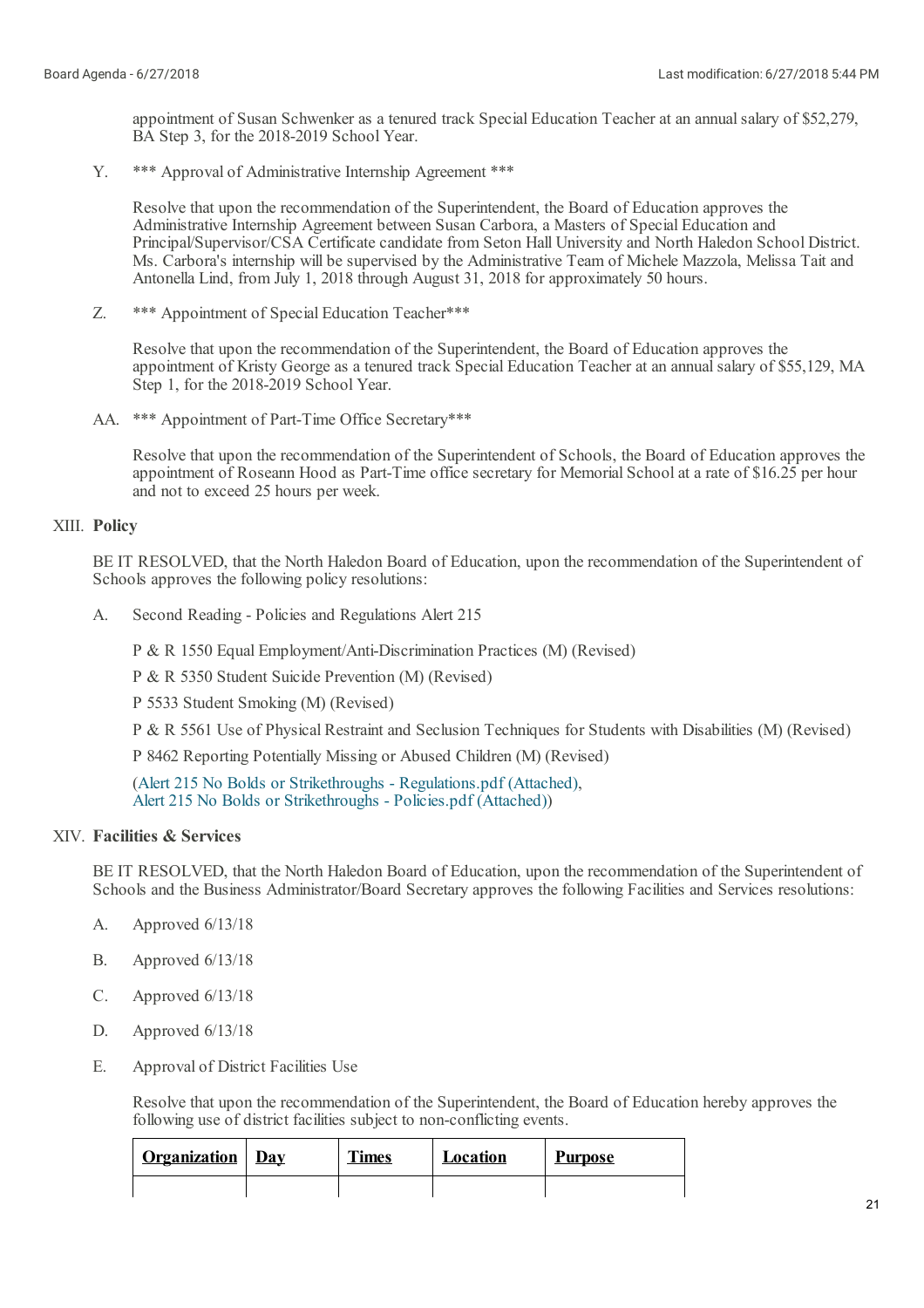appointment of Susan Schwenker as a tenured track Special Education Teacher at an annual salary of $52,279, BA Step 3, for the 2018-2019 School Year.

Y. *** Approval of Administrative Internship Agreement ***

Resolve that upon the recommendation of the Superintendent, the Board of Education approves the Administrative Internship Agreement between Susan Carbora, a Masters of Special Education and Principal/Supervisor/CSA Certificate candidate from Seton Hall University and North Haledon School District. Ms. Carbora's internship will be supervised by the Administrative Team of Michele Mazzola, Melissa Tait and Antonella Lind, from July 1, 2018 through August 31, 2018 for approximately 50 hours.

Z. *** Appointment of Special Education Teacher***

Resolve that upon the recommendation of the Superintendent, the Board of Education approves the appointment of Kristy George as a tenured track Special Education Teacher at an annual salary of $55,129, MA Step 1, for the 2018-2019 School Year.

AA. *** Appointment of Part-Time Office Secretary***

Resolve that upon the recommendation of the Superintendent of Schools, the Board of Education approves the appointment of Roseann Hood as Part-Time office secretary for Memorial School at a rate of $16.25 per hour and not to exceed 25 hours per week.

## XIII. Policy

BE IT RESOLVED, that the North Haledon Board of Education, upon the recommendation of the Superintendent of Schools approves the following policy resolutions:

A. Second Reading - Policies and Regulations Alert 215

P & R 1550 Equal Employment/Anti-Discrimination Practices (M) (Revised)

P & R 5350 Student Suicide Prevention (M) (Revised)

P 5533 Student Smoking (M) (Revised)

P & R 5561 Use of Physical Restraint and Seclusion Techniques for Students with Disabilities (M) (Revised)

P 8462 Reporting Potentially Missing or Abused Children (M) (Revised)

(Alert 215 No Bolds or Strikethroughs - Regulations.pdf (Attached), Alert 215 No Bolds or Strikethroughs - Policies.pdf (Attached))

## XIV. Facilities & Services

BE IT RESOLVED, that the North Haledon Board of Education, upon the recommendation of the Superintendent of Schools and the Business Administrator/Board Secretary approves the following Facilities and Services resolutions:

A. Approved 6/13/18

B. Approved 6/13/18

C. Approved 6/13/18

D. Approved 6/13/18

E. Approval of District Facilities Use

Resolve that upon the recommendation of the Superintendent, the Board of Education hereby approves the following use of district facilities subject to non-conflicting events.

| Organization | Day | Times | Location | Purpose |
|---|---|---|---|---|
| | | | | |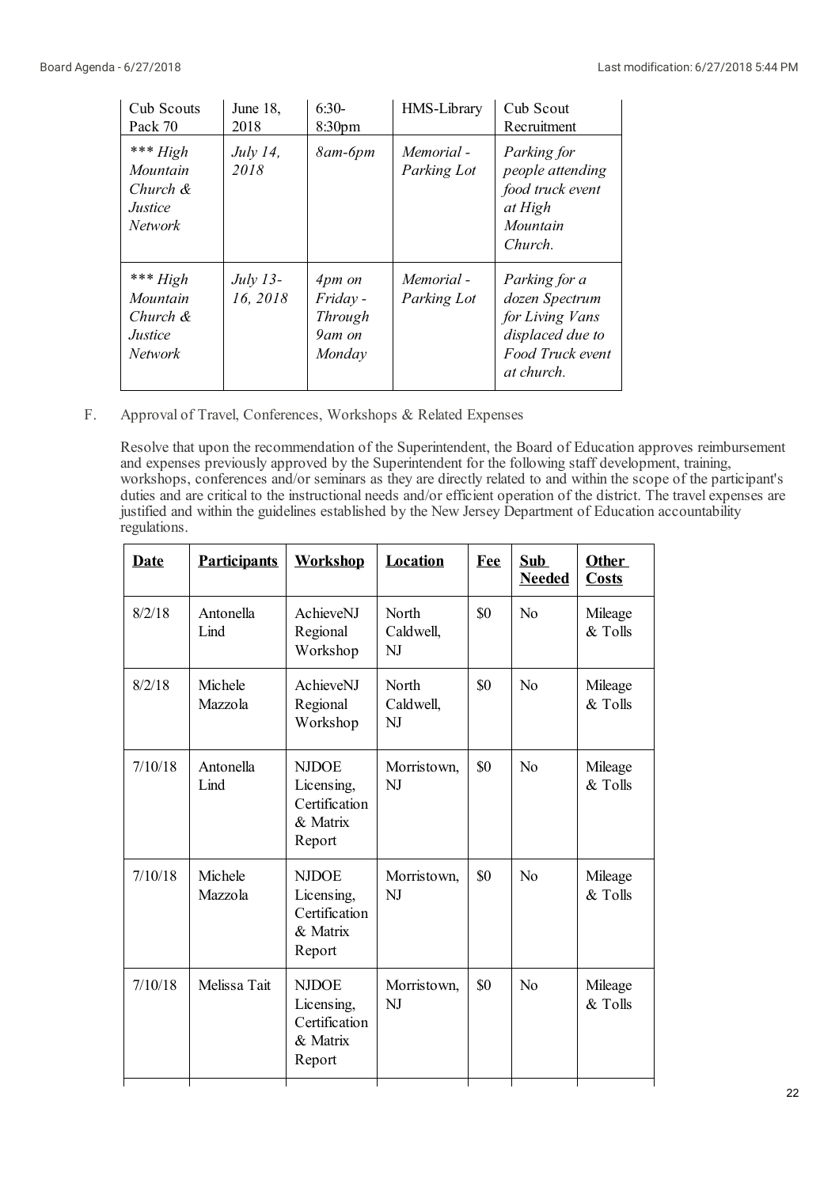| Cub Scouts Pack 70 | June 18, 2018 | 6:30-8:30pm | HMS-Library | Cub Scout Recruitment |
|---|---|---|---|---|
| *\*\*\* High Mountain Church & Justice Network* | *July 14, 2018* | *8am-6pm* | *Memorial - Parking Lot* | *Parking for people attending food truck event at High Mountain Church.* |
| *\*\*\* High Mountain Church & Justice Network* | *July 13-16, 2018* | *4pm on Friday - Through 9am on Monday* | *Memorial - Parking Lot* | *Parking for a dozen Spectrum for Living Vans displaced due to Food Truck event at church.* |

F. Approval of Travel, Conferences, Workshops & Related Expenses

Resolve that upon the recommendation of the Superintendent, the Board of Education approves reimbursement and expenses previously approved by the Superintendent for the following staff development, training, workshops, conferences and/or seminars as they are directly related to and within the scope of the participant's duties and are critical to the instructional needs and/or efficient operation of the district. The travel expenses are justified and within the guidelines established by the New Jersey Department of Education accountability regulations.

| **Date** | **Participants** | **Workshop** | **Location** | **Fee** | **Sub Needed** | **Other Costs** |
|---|---|---|---|---|---|---|
| 8/2/18 | Antonella Lind | AchieveNJ Regional Workshop | North Caldwell, NJ | $0 | No | Mileage & Tolls |
| 8/2/18 | Michele Mazzola | AchieveNJ Regional Workshop | North Caldwell, NJ | $0 | No | Mileage & Tolls |
| 7/10/18 | Antonella Lind | NJDOE Licensing, Certification & Matrix Report | Morristown, NJ | $0 | No | Mileage & Tolls |
| 7/10/18 | Michele Mazzola | NJDOE Licensing, Certification & Matrix Report | Morristown, NJ | $0 | No | Mileage & Tolls |
| 7/10/18 | Melissa Tait | NJDOE Licensing, Certification & Matrix Report | Morristown, NJ | $0 | No | Mileage & Tolls |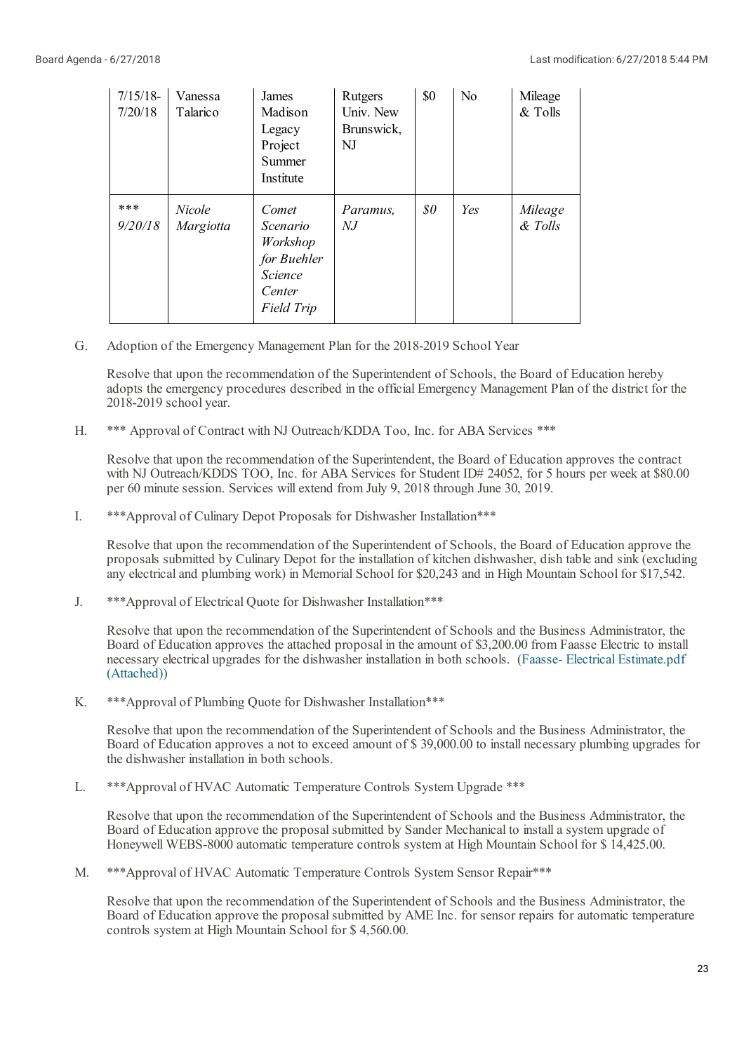| 7/15/18-7/20/18 | Vanessa Talarico | James Madison Legacy Project Summer Institute | Rutgers Univ. New Brunswick, NJ | $0 | No | Mileage & Tolls |
|---|---|---|---|---|---|---|
| *\*\*\* 9/20/18* | *Nicole Margiotta* | *Comet Scenario Workshop for Buehler Science Center Field Trip* | *Paramus, NJ* | *$0* | *Yes* | *Mileage & Tolls* |

G. Adoption of the Emergency Management Plan for the 2018-2019 School Year

Resolve that upon the recommendation of the Superintendent of Schools, the Board of Education hereby adopts the emergency procedures described in the official Emergency Management Plan of the district for the 2018-2019 school year.

H. *** Approval of Contract with NJ Outreach/KDDA Too, Inc. for ABA Services ***

Resolve that upon the recommendation of the Superintendent, the Board of Education approves the contract with NJ Outreach/KDDS TOO, Inc. for ABA Services for Student ID# 24052, for 5 hours per week at $80.00 per 60 minute session. Services will extend from July 9, 2018 through June 30, 2019.

I. ***Approval of Culinary Depot Proposals for Dishwasher Installation***

Resolve that upon the recommendation of the Superintendent of Schools, the Board of Education approve the proposals submitted by Culinary Depot for the installation of kitchen dishwasher, dish table and sink (excluding any electrical and plumbing work) in Memorial School for $20,243 and in High Mountain School for $17,542.

J. ***Approval of Electrical Quote for Dishwasher Installation***

Resolve that upon the recommendation of the Superintendent of Schools and the Business Administrator, the Board of Education approves the attached proposal in the amount of $3,200.00 from Faasse Electric to install necessary electrical upgrades for the dishwasher installation in both schools. (Faasse- Electrical Estimate.pdf (Attached))

K. ***Approval of Plumbing Quote for Dishwasher Installation***

Resolve that upon the recommendation of the Superintendent of Schools and the Business Administrator, the Board of Education approves a not to exceed amount of $ 39,000.00 to install necessary plumbing upgrades for the dishwasher installation in both schools.

L. ***Approval of HVAC Automatic Temperature Controls System Upgrade ***

Resolve that upon the recommendation of the Superintendent of Schools and the Business Administrator, the Board of Education approve the proposal submitted by Sander Mechanical to install a system upgrade of Honeywell WEBS-8000 automatic temperature controls system at High Mountain School for $ 14,425.00.

M. ***Approval of HVAC Automatic Temperature Controls System Sensor Repair***

Resolve that upon the recommendation of the Superintendent of Schools and the Business Administrator, the Board of Education approve the proposal submitted by AME Inc. for sensor repairs for automatic temperature controls system at High Mountain School for $ 4,560.00.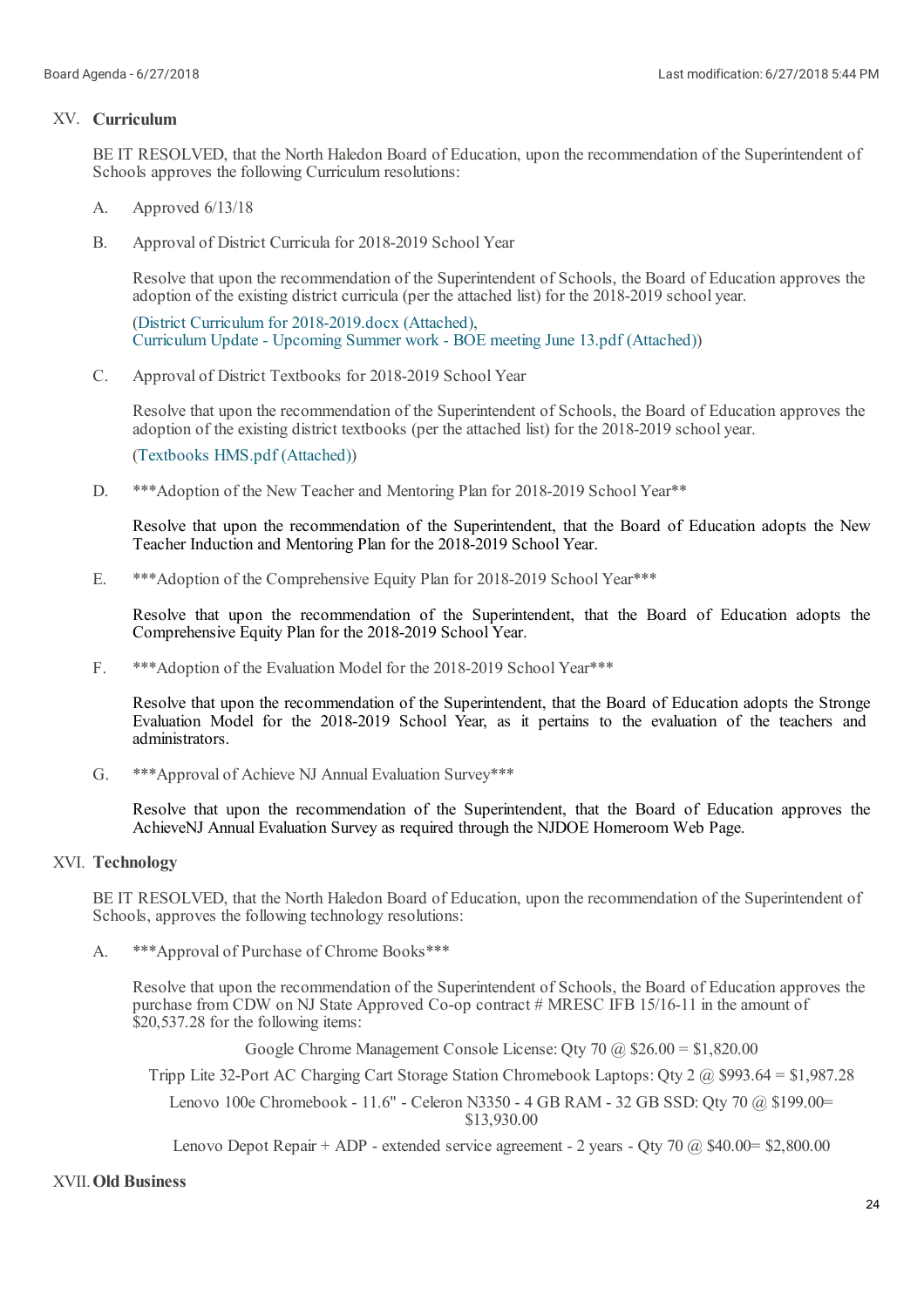## XV. Curriculum

BE IT RESOLVED, that the North Haledon Board of Education, upon the recommendation of the Superintendent of Schools approves the following Curriculum resolutions:

A. Approved 6/13/18

B. Approval of District Curricula for 2018-2019 School Year

Resolve that upon the recommendation of the Superintendent of Schools, the Board of Education approves the adoption of the existing district curricula (per the attached list) for the 2018-2019 school year.

(District Curriculum for 2018-2019.docx (Attached),
Curriculum Update - Upcoming Summer work - BOE meeting June 13.pdf (Attached))

C. Approval of District Textbooks for 2018-2019 School Year

Resolve that upon the recommendation of the Superintendent of Schools, the Board of Education approves the adoption of the existing district textbooks (per the attached list) for the 2018-2019 school year.

(Textbooks HMS.pdf (Attached))

D. ***Adoption of the New Teacher and Mentoring Plan for 2018-2019 School Year**

Resolve that upon the recommendation of the Superintendent, that the Board of Education adopts the New Teacher Induction and Mentoring Plan for the 2018-2019 School Year.

E. ***Adoption of the Comprehensive Equity Plan for 2018-2019 School Year***

Resolve that upon the recommendation of the Superintendent, that the Board of Education adopts the Comprehensive Equity Plan for the 2018-2019 School Year.

F. ***Adoption of the Evaluation Model for the 2018-2019 School Year***

Resolve that upon the recommendation of the Superintendent, that the Board of Education adopts the Stronge Evaluation Model for the 2018-2019 School Year, as it pertains to the evaluation of the teachers and administrators.

G. ***Approval of Achieve NJ Annual Evaluation Survey***

Resolve that upon the recommendation of the Superintendent, that the Board of Education approves the AchieveNJ Annual Evaluation Survey as required through the NJDOE Homeroom Web Page.

## XVI. Technology

BE IT RESOLVED, that the North Haledon Board of Education, upon the recommendation of the Superintendent of Schools, approves the following technology resolutions:

A. ***Approval of Purchase of Chrome Books***

Resolve that upon the recommendation of the Superintendent of Schools, the Board of Education approves the purchase from CDW on NJ State Approved Co-op contract # MRESC IFB 15/16-11 in the amount of $20,537.28 for the following items:

Google Chrome Management Console License: Qty 70 @ $26.00 = $1,820.00

Tripp Lite 32-Port AC Charging Cart Storage Station Chromebook Laptops: Qty 2 @ $993.64 = $1,987.28

Lenovo 100e Chromebook - 11.6" - Celeron N3350 - 4 GB RAM - 32 GB SSD: Qty 70 @ $199.00= $13,930.00

Lenovo Depot Repair + ADP - extended service agreement - 2 years - Qty 70 @ $40.00= $2,800.00

## XVII. Old Business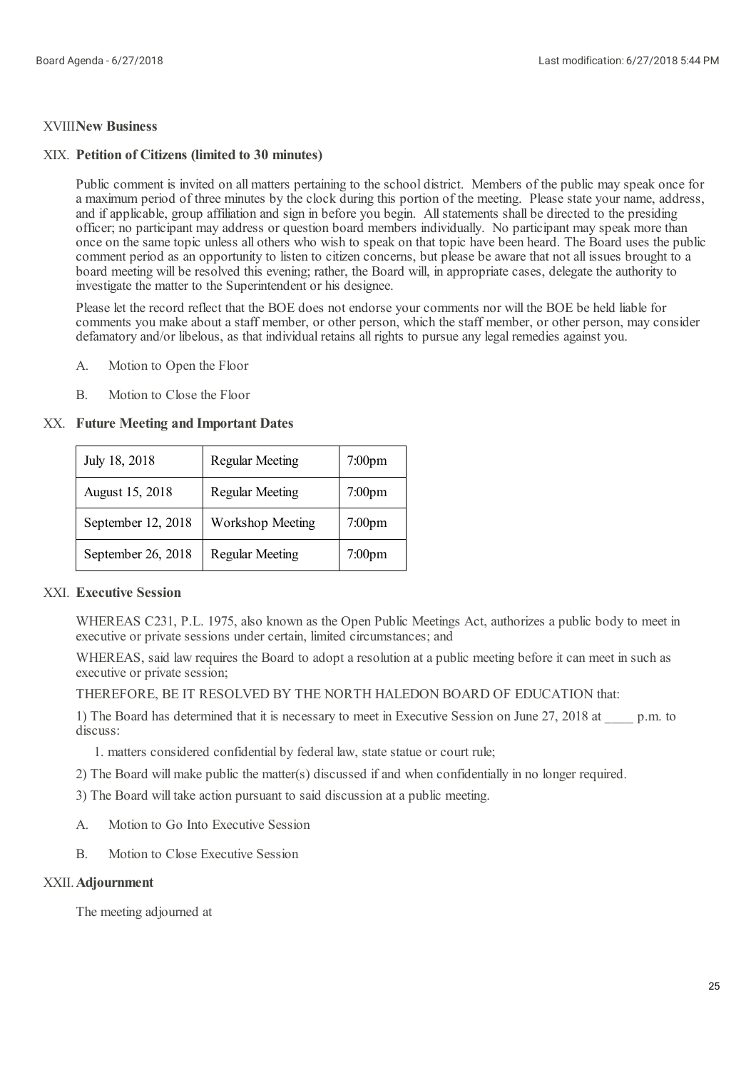## XVIII New Business

## XIX. Petition of Citizens (limited to 30 minutes)

Public comment is invited on all matters pertaining to the school district. Members of the public may speak once for a maximum period of three minutes by the clock during this portion of the meeting. Please state your name, address, and if applicable, group affiliation and sign in before you begin. All statements shall be directed to the presiding officer; no participant may address or question board members individually. No participant may speak more than once on the same topic unless all others who wish to speak on that topic have been heard. The Board uses the public comment period as an opportunity to listen to citizen concerns, but please be aware that not all issues brought to a board meeting will be resolved this evening; rather, the Board will, in appropriate cases, delegate the authority to investigate the matter to the Superintendent or his designee.

Please let the record reflect that the BOE does not endorse your comments nor will the BOE be held liable for comments you make about a staff member, or other person, which the staff member, or other person, may consider defamatory and/or libelous, as that individual retains all rights to pursue any legal remedies against you.

A. Motion to Open the Floor

B. Motion to Close the Floor

## XX. Future Meeting and Important Dates

| | | |
|---|---|---|
| July 18, 2018 | Regular Meeting | 7:00pm |
| August 15, 2018 | Regular Meeting | 7:00pm |
| September 12, 2018 | Workshop Meeting | 7:00pm |
| September 26, 2018 | Regular Meeting | 7:00pm |

## XXI. Executive Session

WHEREAS C231, P.L. 1975, also known as the Open Public Meetings Act, authorizes a public body to meet in executive or private sessions under certain, limited circumstances; and

WHEREAS, said law requires the Board to adopt a resolution at a public meeting before it can meet in such as executive or private session;

THEREFORE, BE IT RESOLVED BY THE NORTH HALEDON BOARD OF EDUCATION that:

1) The Board has determined that it is necessary to meet in Executive Session on June 27, 2018 at ____ p.m. to discuss:

1. matters considered confidential by federal law, state statue or court rule;

2) The Board will make public the matter(s) discussed if and when confidentially in no longer required.

3) The Board will take action pursuant to said discussion at a public meeting.

A. Motion to Go Into Executive Session

B. Motion to Close Executive Session

## XXII. Adjournment

The meeting adjourned at